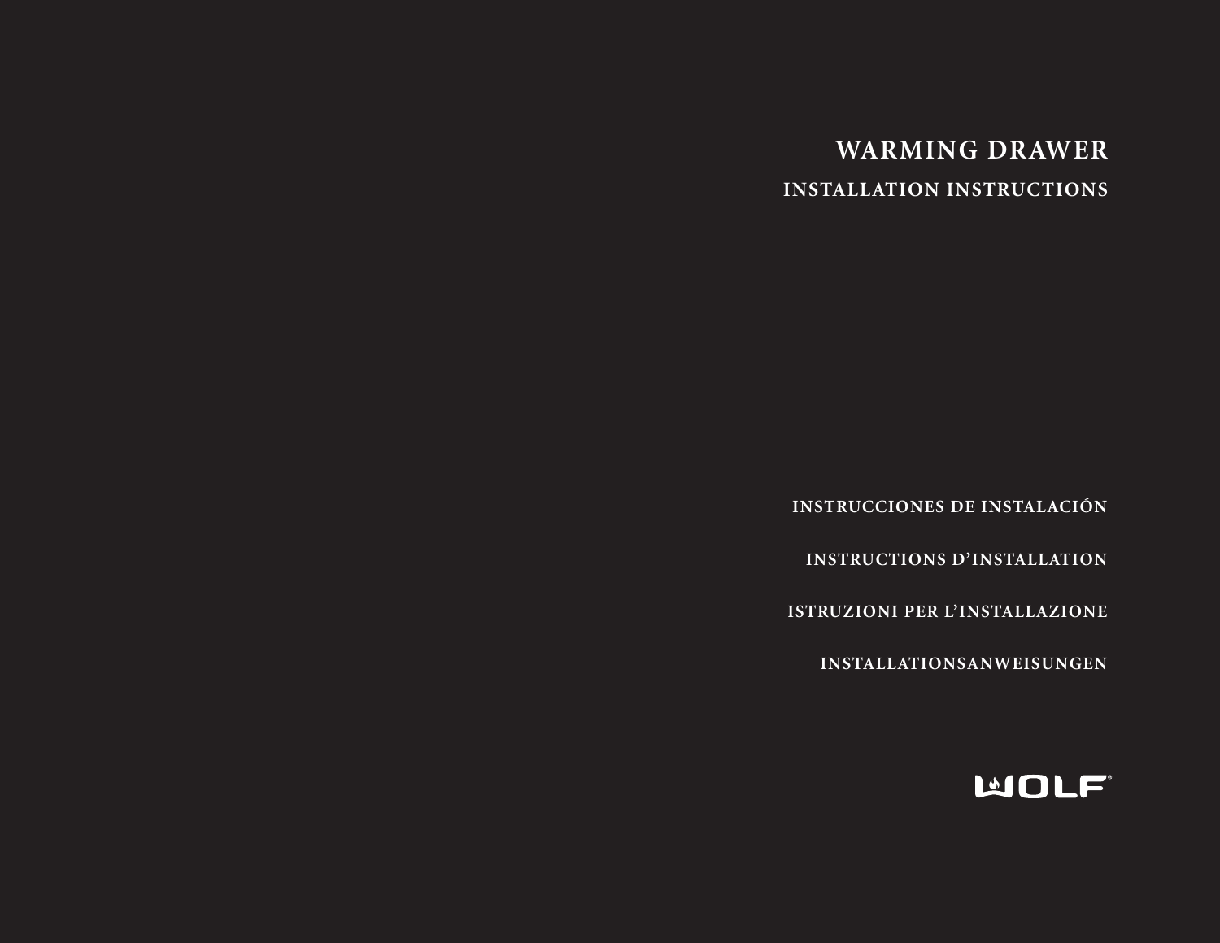# WARMING DRAWER

## INSTALLATION INSTRUCTIONS

**INSTRUCCIONES DE INSTALACIÓN**

**INSTRUCTIONS D'INSTALLATION**

**ISTRUZIONI PER L'INSTALLAZIONE**

**INSTALLATIONSANWEISUNGEN**

WOLF®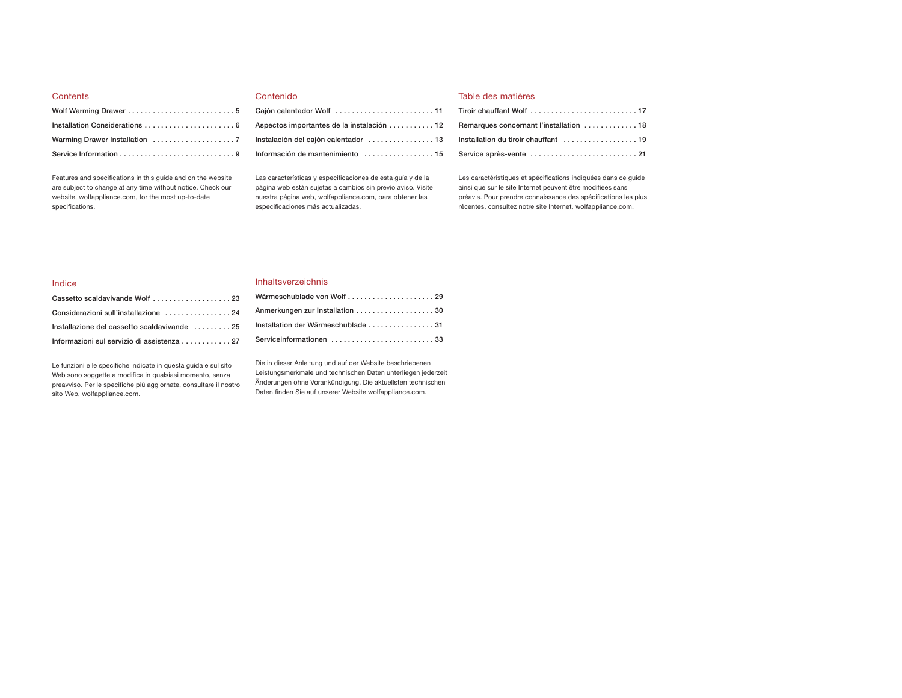## Contents

Wolf Warming Drawer . . . . . . . . . . . . . . . . . . . . . . . . . . 5

Installation Considerations . . . . . . . . . . . . . . . . . . . . . . 6

Warming Drawer Installation . . . . . . . . . . . . . . . . . . . . 7

Service Information . . . . . . . . . . . . . . . . . . . . . . . . . . . . 9

Features and specifications in this guide and on the website are subject to change at any time without notice. Check our website, wolfappliance.com, for the most up-to-date specifications.

## Contenido

Cajón calentador Wolf . . . . . . . . . . . . . . . . . . . . . . . . 11

Aspectos importantes de la instalación . . . . . . . . . . . 12

Instalación del cajón calentador . . . . . . . . . . . . . . . . 13

Información de mantenimiento . . . . . . . . . . . . . . . . . 15

Las características y especificaciones de esta guía y de la página web están sujetas a cambios sin previo aviso. Visite nuestra página web, wolfappliance.com, para obtener las especificaciones más actualizadas.

## Table des matières

Tiroir chauffant Wolf . . . . . . . . . . . . . . . . . . . . . . . . . . 17

Remarques concernant l'installation . . . . . . . . . . . . . 18

Installation du tiroir chauffant . . . . . . . . . . . . . . . . . . 19

Service après-vente . . . . . . . . . . . . . . . . . . . . . . . . . . 21

Les caractéristiques et spécifications indiquées dans ce guide ainsi que sur le site Internet peuvent être modifiées sans préavis. Pour prendre connaissance des spécifications les plus récentes, consultez notre site Internet, wolfappliance.com.

## Indice

Cassetto scaldavivande Wolf . . . . . . . . . . . . . . . . . . . 23

Considerazioni sull'installazione . . . . . . . . . . . . . . . . 24

Installazione del cassetto scaldavivande . . . . . . . . . 25

Informazioni sul servizio di assistenza . . . . . . . . . . . . 27

Le funzioni e le specifiche indicate in questa guida e sul sito Web sono soggette a modifica in qualsiasi momento, senza preavviso. Per le specifiche più aggiornate, consultare il nostro sito Web, wolfappliance.com.

## Inhaltsverzeichnis

Wärmeschublade von Wolf . . . . . . . . . . . . . . . . . . . . . 29

Anmerkungen zur Installation . . . . . . . . . . . . . . . . . . . 30

Installation der Wärmeschublade . . . . . . . . . . . . . . . . 31

Serviceinformationen . . . . . . . . . . . . . . . . . . . . . . . . . 33

Die in dieser Anleitung und auf der Website beschriebenen Leistungsmerkmale und technischen Daten unterliegen jederzeit Änderungen ohne Vorankündigung. Die aktuellsten technischen Daten finden Sie auf unserer Website wolfappliance.com.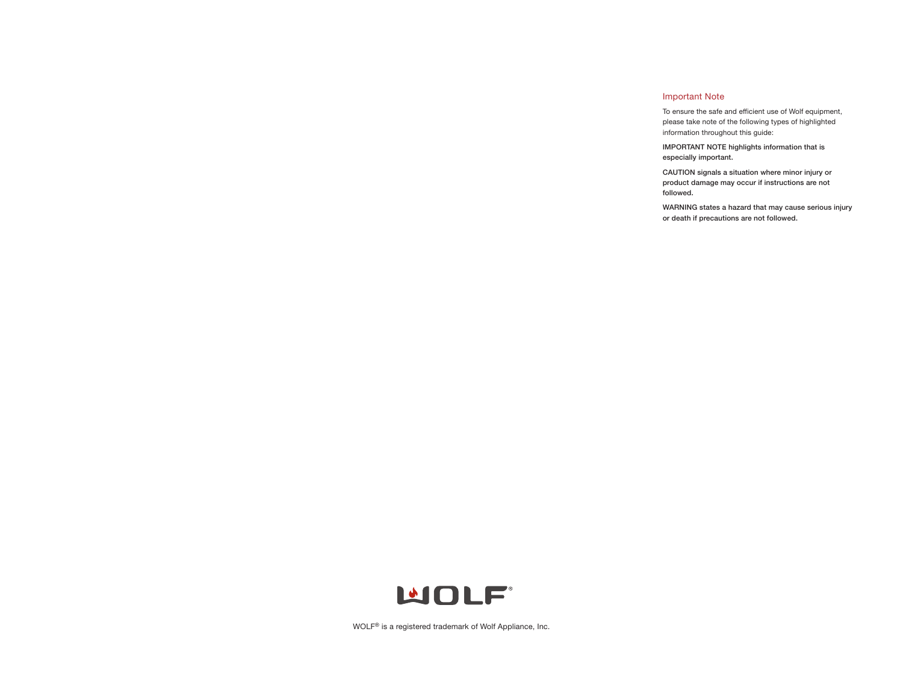## Important Note

To ensure the safe and efficient use of Wolf equipment, please take note of the following types of highlighted information throughout this guide:

**IMPORTANT NOTE highlights information that is especially important.**

**CAUTION signals a situation where minor injury or product damage may occur if instructions are not followed.**

**WARNING states a hazard that may cause serious injury or death if precautions are not followed.**

WOLF® is a registered trademark of Wolf Appliance, Inc.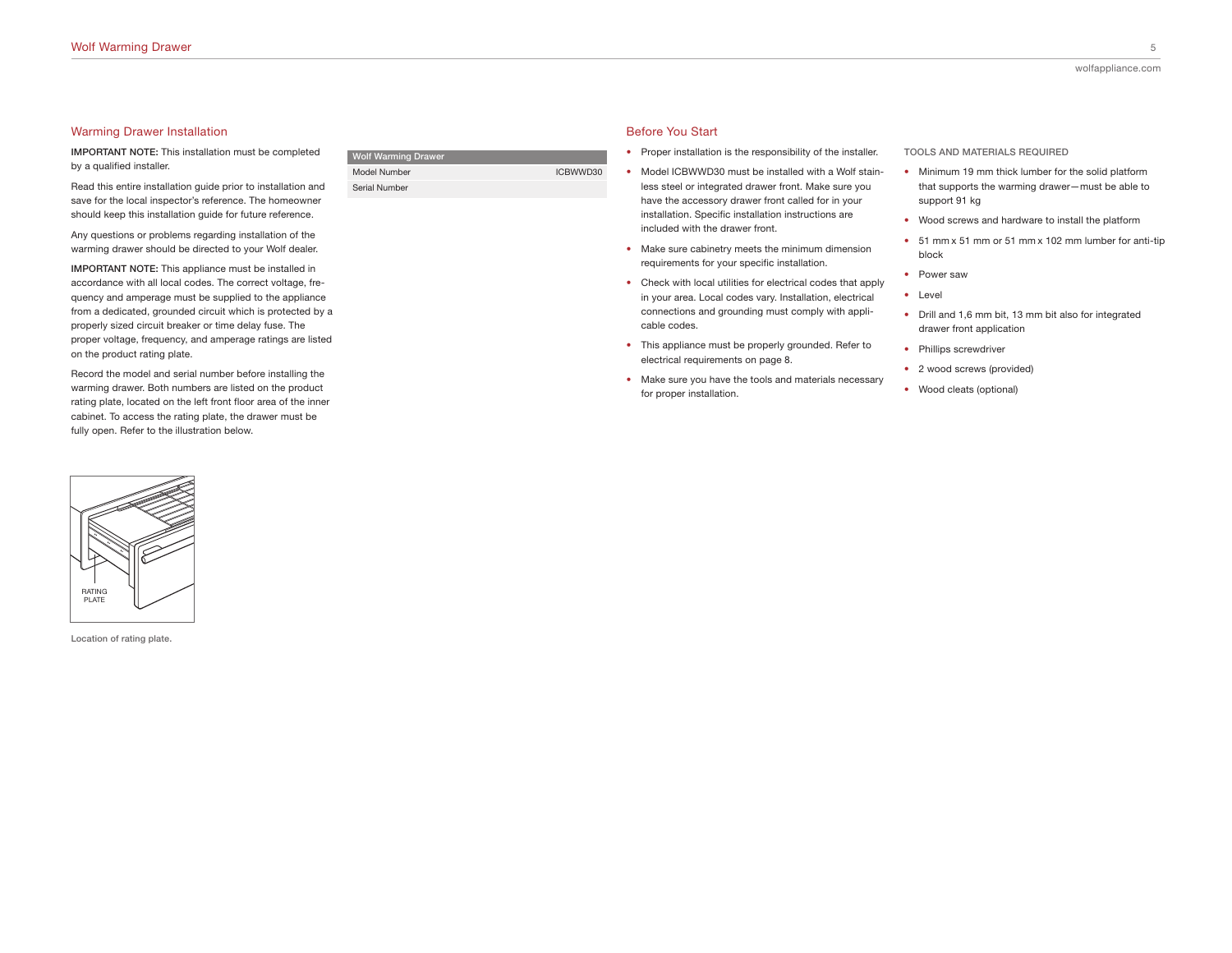## Warming Drawer Installation

**IMPORTANT NOTE:** This installation must be completed by a qualified installer.

Read this entire installation guide prior to installation and save for the local inspector's reference. The homeowner should keep this installation guide for future reference.

Any questions or problems regarding installation of the warming drawer should be directed to your Wolf dealer.

**IMPORTANT NOTE:** This appliance must be installed in accordance with all local codes. The correct voltage, frequency and amperage must be supplied to the appliance from a dedicated, grounded circuit which is protected by a properly sized circuit breaker or time delay fuse. The proper voltage, frequency, and amperage ratings are listed on the product rating plate.

Record the model and serial number before installing the warming drawer. Both numbers are listed on the product rating plate, located on the left front floor area of the inner cabinet. To access the rating plate, the drawer must be fully open. Refer to the illustration below.

| Wolf Warming Drawer | |
|---|---|
| Model Number | ICBWWD30 |
| Serial Number | |

RATING PLATE

Location of rating plate.

## Before You Start

- Proper installation is the responsibility of the installer.
- Model ICBWWD30 must be installed with a Wolf stainless steel or integrated drawer front. Make sure you have the accessory drawer front called for in your installation. Specific installation instructions are included with the drawer front.
- Make sure cabinetry meets the minimum dimension requirements for your specific installation.
- Check with local utilities for electrical codes that apply in your area. Local codes vary. Installation, electrical connections and grounding must comply with applicable codes.
- This appliance must be properly grounded. Refer to electrical requirements on page 8.
- Make sure you have the tools and materials necessary for proper installation.

### TOOLS AND MATERIALS REQUIRED

- Minimum 19 mm thick lumber for the solid platform that supports the warming drawer—must be able to support 91 kg
- Wood screws and hardware to install the platform
- 51 mm x 51 mm or 51 mm x 102 mm lumber for anti-tip block
- Power saw
- Level
- Drill and 1,6 mm bit, 13 mm bit also for integrated drawer front application
- Phillips screwdriver
- 2 wood screws (provided)
- Wood cleats (optional)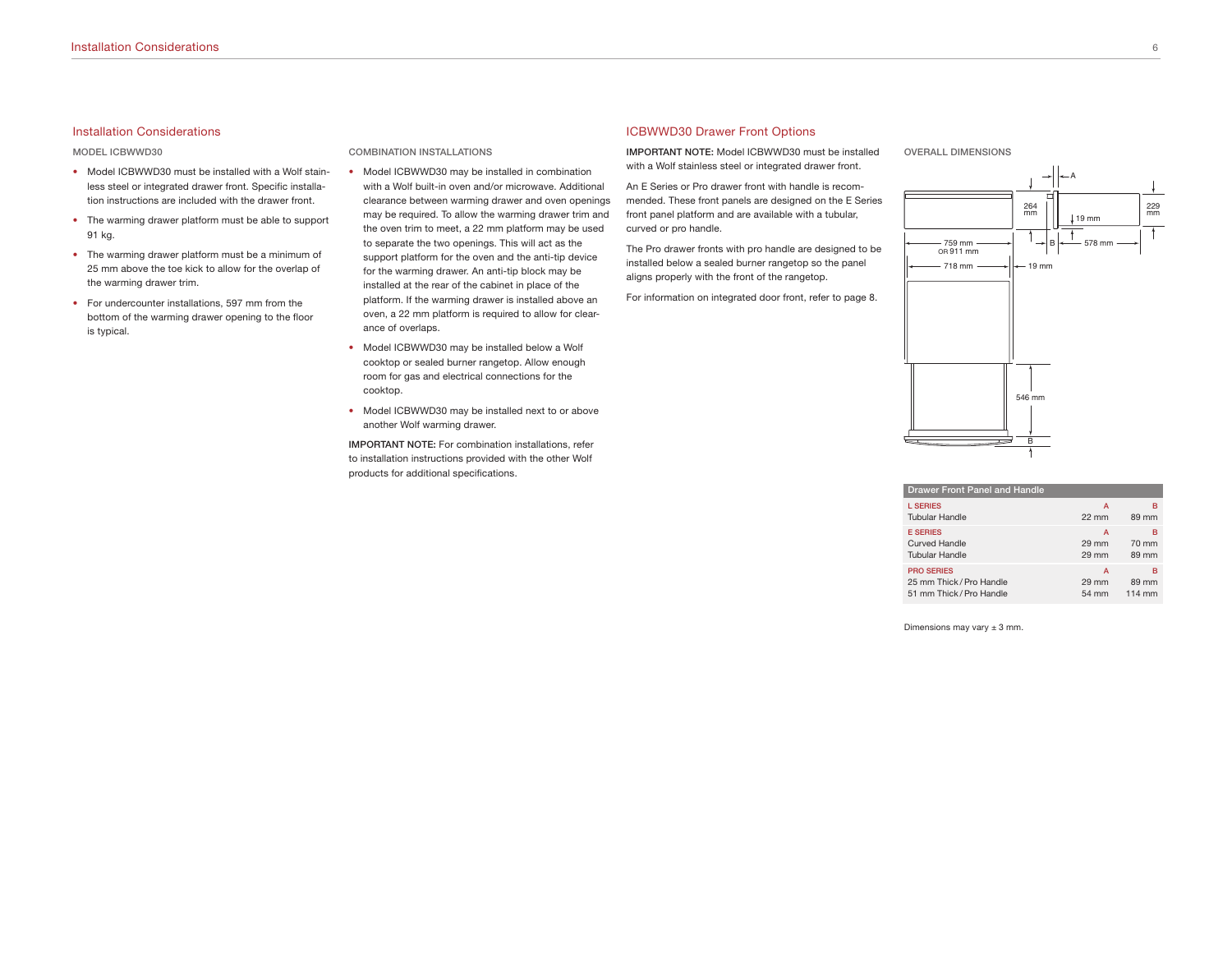## Installation Considerations

MODEL ICBWWD30

- Model ICBWWD30 must be installed with a Wolf stainless steel or integrated drawer front. Specific installation instructions are included with the drawer front.
- The warming drawer platform must be able to support 91 kg.
- The warming drawer platform must be a minimum of 25 mm above the toe kick to allow for the overlap of the warming drawer trim.
- For undercounter installations, 597 mm from the bottom of the warming drawer opening to the floor is typical.

COMBINATION INSTALLATIONS

- Model ICBWWD30 may be installed in combination with a Wolf built-in oven and/or microwave. Additional clearance between warming drawer and oven openings may be required. To allow the warming drawer trim and the oven trim to meet, a 22 mm platform may be used to separate the two openings. This will act as the support platform for the oven and the anti-tip device for the warming drawer. An anti-tip block may be installed at the rear of the cabinet in place of the platform. If the warming drawer is installed above an oven, a 22 mm platform is required to allow for clearance of overlaps.
- Model ICBWWD30 may be installed below a Wolf cooktop or sealed burner rangetop. Allow enough room for gas and electrical connections for the cooktop.
- Model ICBWWD30 may be installed next to or above another Wolf warming drawer.

**IMPORTANT NOTE:** For combination installations, refer to installation instructions provided with the other Wolf products for additional specifications.

## ICBWWD30 Drawer Front Options

**IMPORTANT NOTE:** Model ICBWWD30 must be installed with a Wolf stainless steel or integrated drawer front.

An E Series or Pro drawer front with handle is recommended. These front panels are designed on the E Series front panel platform and are available with a tubular, curved or pro handle.

The Pro drawer fronts with pro handle are designed to be installed below a sealed burner rangetop so the panel aligns properly with the front of the rangetop.

For information on integrated door front, refer to page 8.

OVERALL DIMENSIONS

A
264 mm
19 mm
229 mm
B
759 mm OR 911 mm
578 mm
718 mm
19 mm
546 mm
B

| Drawer Front Panel and Handle | | |
|---|---|---|
| L SERIES | A | B |
| Tubular Handle | 22 mm | 89 mm |
| E SERIES | A | B |
| Curved Handle | 29 mm | 70 mm |
| Tubular Handle | 29 mm | 89 mm |
| PRO SERIES | A | B |
| 25 mm Thick / Pro Handle | 29 mm | 89 mm |
| 51 mm Thick / Pro Handle | 54 mm | 114 mm |

Dimensions may vary ± 3 mm.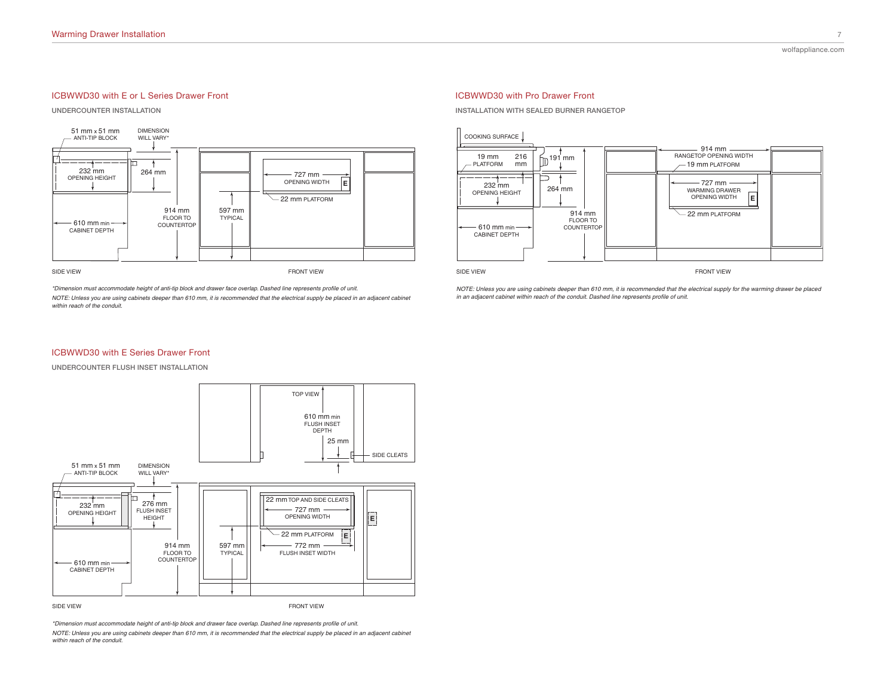## ICBWWD30 with E or L Series Drawer Front

UNDERCOUNTER INSTALLATION

51 mm x 51 mm ANTI-TIP BLOCK

DIMENSION WILL VARY*

232 mm OPENING HEIGHT

264 mm

914 mm FLOOR TO COUNTERTOP

610 mm min CABINET DEPTH

597 mm TYPICAL

727 mm OPENING WIDTH

E

22 mm PLATFORM

SIDE VIEW

FRONT VIEW

*\*Dimension must accommodate height of anti-tip block and drawer face overlap. Dashed line represents profile of unit.*

*NOTE: Unless you are using cabinets deeper than 610 mm, it is recommended that the electrical supply be placed in an adjacent cabinet within reach of the conduit.*

## ICBWWD30 with Pro Drawer Front

INSTALLATION WITH SEALED BURNER RANGETOP

COOKING SURFACE

19 mm PLATFORM

216 mm

191 mm

232 mm OPENING HEIGHT

264 mm

914 mm FLOOR TO COUNTERTOP

610 mm min CABINET DEPTH

914 mm RANGETOP OPENING WIDTH

19 mm PLATFORM

727 mm WARMING DRAWER OPENING WIDTH

E

22 mm PLATFORM

SIDE VIEW

FRONT VIEW

*NOTE: Unless you are using cabinets deeper than 610 mm, it is recommended that the electrical supply for the warming drawer be placed in an adjacent cabinet within reach of the conduit. Dashed line represents profile of unit.*

## ICBWWD30 with E Series Drawer Front

UNDERCOUNTER FLUSH INSET INSTALLATION

TOP VIEW

610 mm min FLUSH INSET DEPTH

25 mm

SIDE CLEATS

51 mm x 51 mm ANTI-TIP BLOCK

DIMENSION WILL VARY*

232 mm OPENING HEIGHT

276 mm FLUSH INSET HEIGHT

914 mm FLOOR TO COUNTERTOP

610 mm min CABINET DEPTH

597 mm TYPICAL

22 mm TOP AND SIDE CLEATS

727 mm OPENING WIDTH

E

22 mm PLATFORM

E

772 mm FLUSH INSET WIDTH

SIDE VIEW

FRONT VIEW

*\*Dimension must accommodate height of anti-tip block and drawer face overlap. Dashed line represents profile of unit.*

*NOTE: Unless you are using cabinets deeper than 610 mm, it is recommended that the electrical supply be placed in an adjacent cabinet within reach of the conduit.*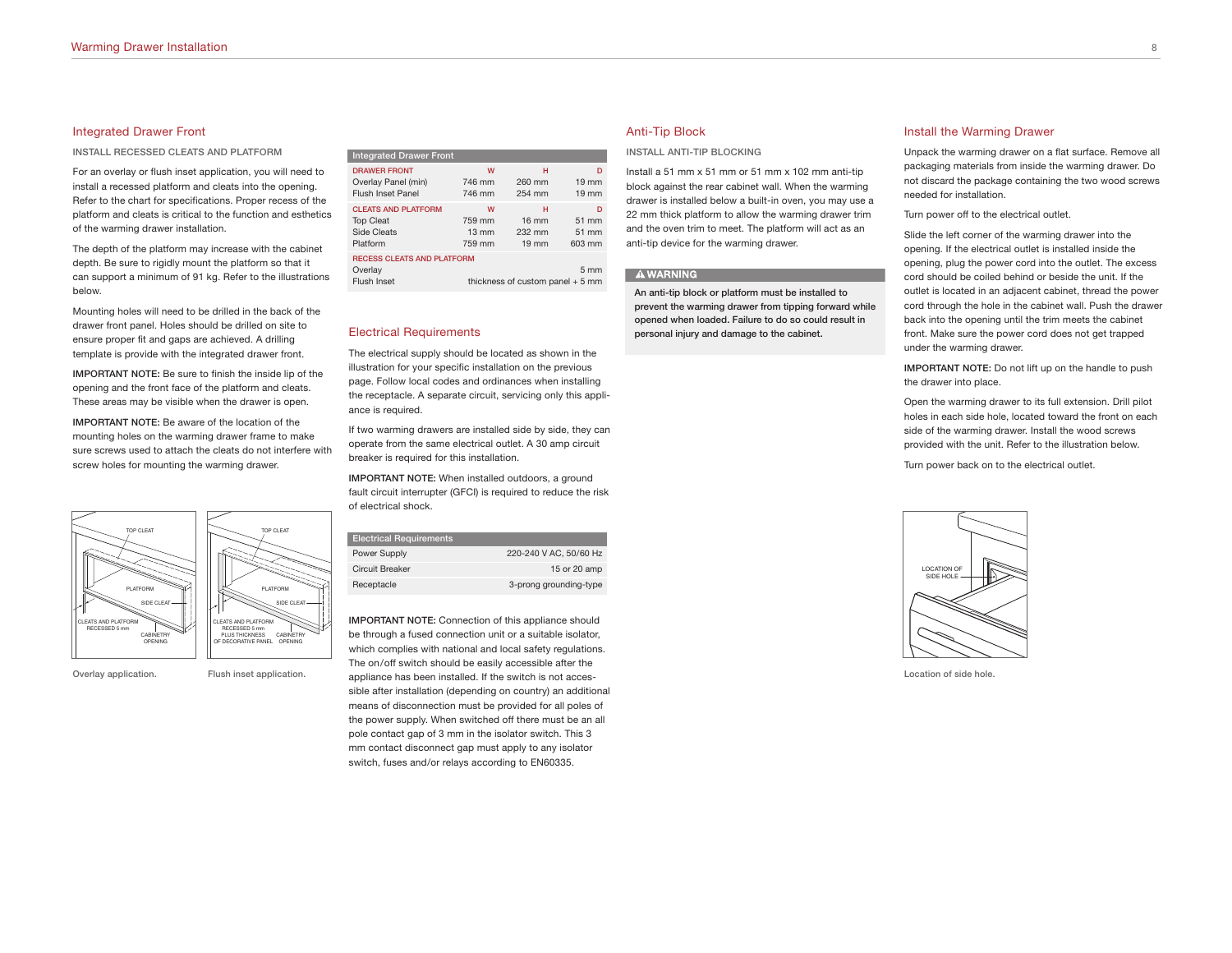## Integrated Drawer Front

### INSTALL RECESSED CLEATS AND PLATFORM

For an overlay or flush inset application, you will need to install a recessed platform and cleats into the opening. Refer to the chart for specifications. Proper recess of the platform and cleats is critical to the function and esthetics of the warming drawer installation.

The depth of the platform may increase with the cabinet depth. Be sure to rigidly mount the platform so that it can support a minimum of 91 kg. Refer to the illustrations below.

Mounting holes will need to be drilled in the back of the drawer front panel. Holes should be drilled on site to ensure proper fit and gaps are achieved. A drilling template is provide with the integrated drawer front.

**IMPORTANT NOTE:** Be sure to finish the inside lip of the opening and the front face of the platform and cleats. These areas may be visible when the drawer is open.

**IMPORTANT NOTE:** Be aware of the location of the mounting holes on the warming drawer frame to make sure screws used to attach the cleats do not interfere with screw holes for mounting the warming drawer.

Overlay application.

Flush inset application.

| Integrated Drawer Front | | | |
|---|---|---|---|
| DRAWER FRONT | W | H | D |
| Overlay Panel (min) | 746 mm | 260 mm | 19 mm |
| Flush Inset Panel | 746 mm | 254 mm | 19 mm |
| CLEATS AND PLATFORM | W | H | D |
| Top Cleat | 759 mm | 16 mm | 51 mm |
| Side Cleats | 13 mm | 232 mm | 51 mm |
| Platform | 759 mm | 19 mm | 603 mm |
| RECESS CLEATS AND PLATFORM | | | |
| Overlay | | | 5 mm |
| Flush Inset | | | thickness of custom panel + 5 mm |

## Electrical Requirements

The electrical supply should be located as shown in the illustration for your specific installation on the previous page. Follow local codes and ordinances when installing the receptacle. A separate circuit, servicing only this appliance is required.

If two warming drawers are installed side by side, they can operate from the same electrical outlet. A 30 amp circuit breaker is required for this installation.

**IMPORTANT NOTE:** When installed outdoors, a ground fault circuit interrupter (GFCI) is required to reduce the risk of electrical shock.

| Electrical Requirements | |
|---|---|
| Power Supply | 220-240 V AC, 50/60 Hz |
| Circuit Breaker | 15 or 20 amp |
| Receptacle | 3-prong grounding-type |

**IMPORTANT NOTE:** Connection of this appliance should be through a fused connection unit or a suitable isolator, which complies with national and local safety regulations. The on/off switch should be easily accessible after the appliance has been installed. If the switch is not accessible after installation (depending on country) an additional means of disconnection must be provided for all poles of the power supply. When switched off there must be an all pole contact gap of 3 mm in the isolator switch. This 3 mm contact disconnect gap must apply to any isolator switch, fuses and/or relays according to EN60335.

## Anti-Tip Block

### INSTALL ANTI-TIP BLOCKING

Install a 51 mm x 51 mm or 51 mm x 102 mm anti-tip block against the rear cabinet wall. When the warming drawer is installed below a built-in oven, you may use a 22 mm thick platform to allow the warming drawer trim and the oven trim to meet. The platform will act as an anti-tip device for the warming drawer.

**⚠ WARNING**

**An anti-tip block or platform must be installed to prevent the warming drawer from tipping forward while opened when loaded. Failure to do so could result in personal injury and damage to the cabinet.**

## Install the Warming Drawer

Unpack the warming drawer on a flat surface. Remove all packaging materials from inside the warming drawer. Do not discard the package containing the two wood screws needed for installation.

Turn power off to the electrical outlet.

Slide the left corner of the warming drawer into the opening. If the electrical outlet is installed inside the opening, plug the power cord into the outlet. The excess cord should be coiled behind or beside the unit. If the outlet is located in an adjacent cabinet, thread the power cord through the hole in the cabinet wall. Push the drawer back into the opening until the trim meets the cabinet front. Make sure the power cord does not get trapped under the warming drawer.

**IMPORTANT NOTE:** Do not lift up on the handle to push the drawer into place.

Open the warming drawer to its full extension. Drill pilot holes in each side hole, located toward the front on each side of the warming drawer. Install the wood screws provided with the unit. Refer to the illustration below.

Turn power back on to the electrical outlet.

Location of side hole.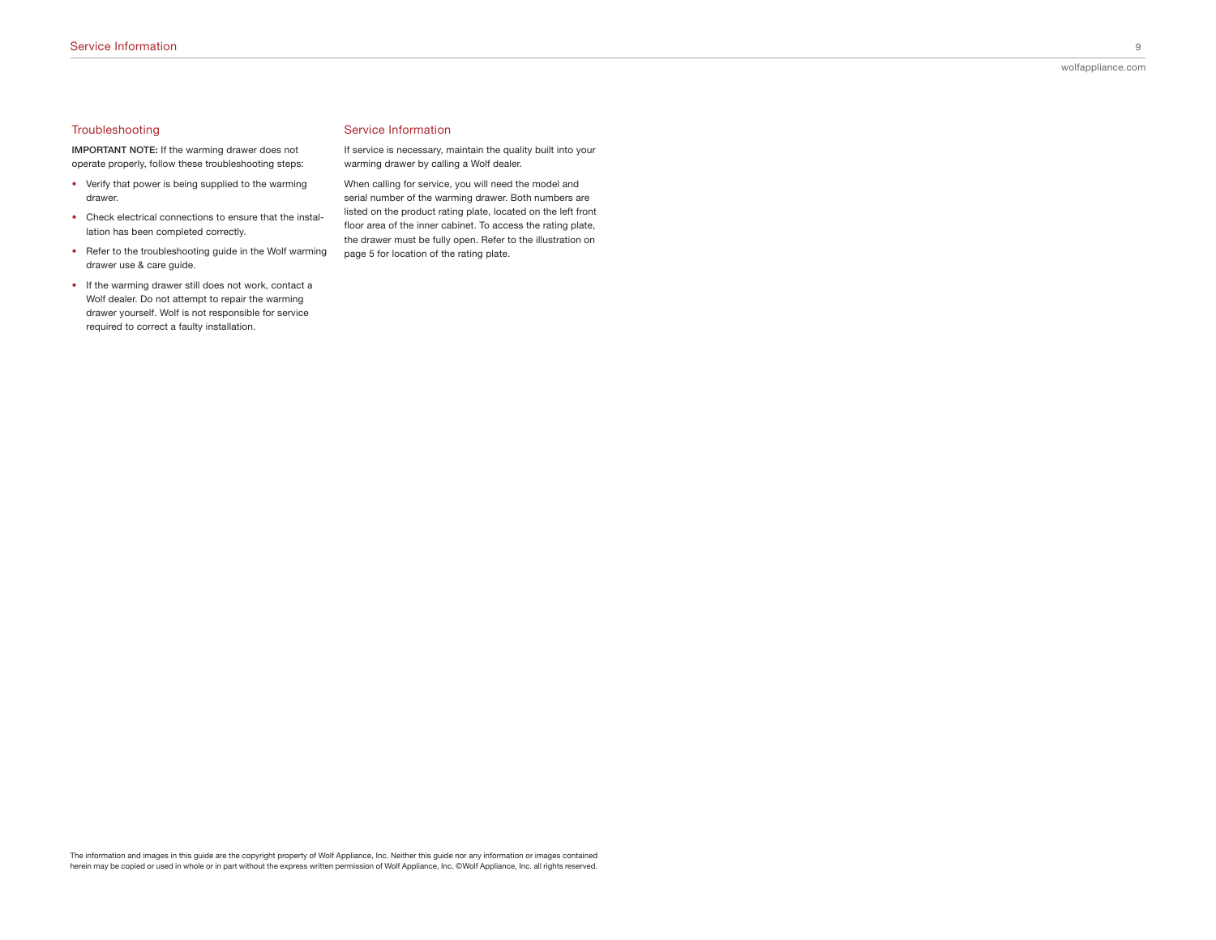## Troubleshooting

**IMPORTANT NOTE:** If the warming drawer does not operate properly, follow these troubleshooting steps:

- Verify that power is being supplied to the warming drawer.
- Check electrical connections to ensure that the installation has been completed correctly.
- Refer to the troubleshooting guide in the Wolf warming drawer use & care guide.
- If the warming drawer still does not work, contact a Wolf dealer. Do not attempt to repair the warming drawer yourself. Wolf is not responsible for service required to correct a faulty installation.

## Service Information

If service is necessary, maintain the quality built into your warming drawer by calling a Wolf dealer.

When calling for service, you will need the model and serial number of the warming drawer. Both numbers are listed on the product rating plate, located on the left front floor area of the inner cabinet. To access the rating plate, the drawer must be fully open. Refer to the illustration on page 5 for location of the rating plate.

The information and images in this guide are the copyright property of Wolf Appliance, Inc. Neither this guide nor any information or images contained herein may be copied or used in whole or in part without the express written permission of Wolf Appliance, Inc. ©Wolf Appliance, Inc. all rights reserved.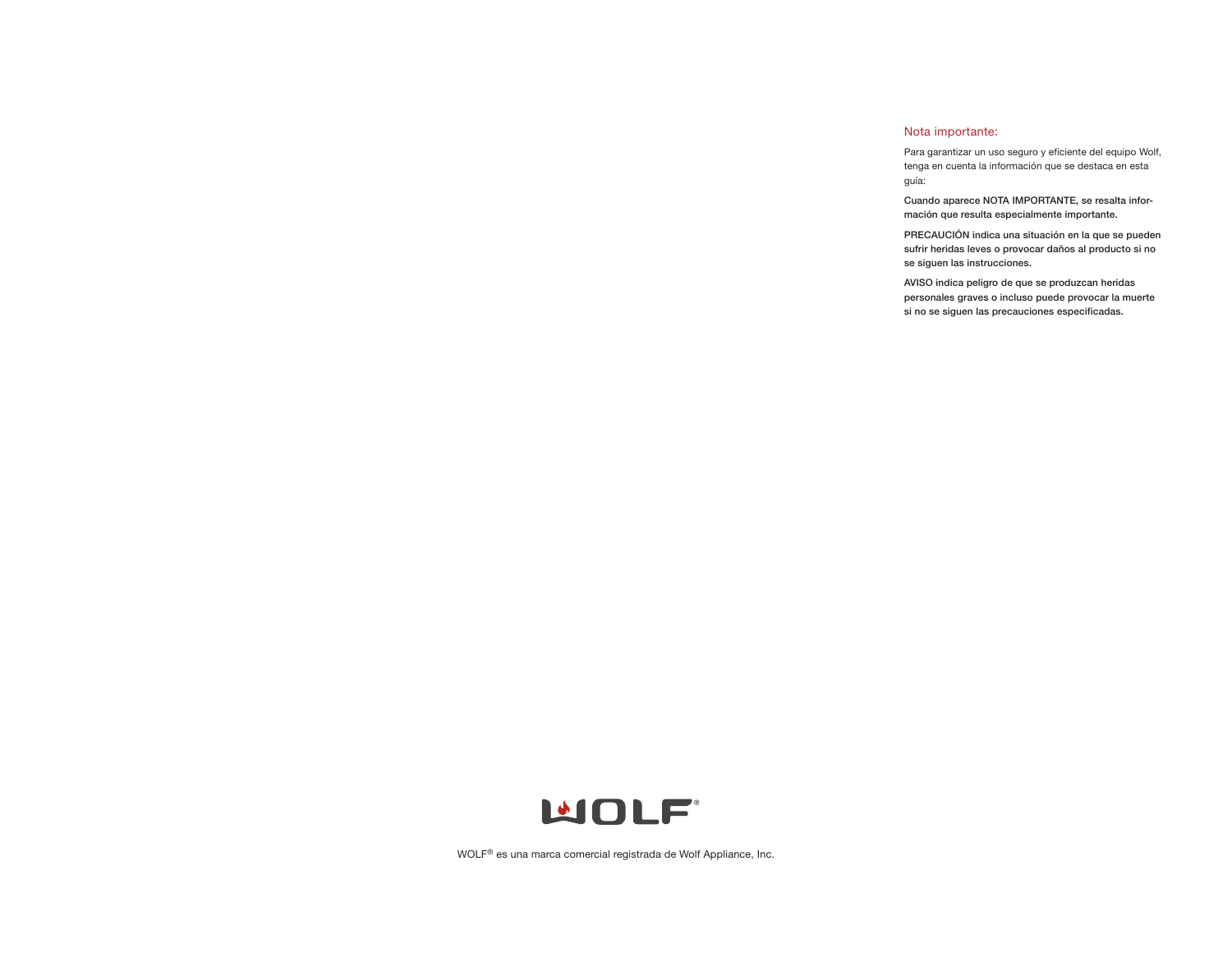## Nota importante:

Para garantizar un uso seguro y eficiente del equipo Wolf, tenga en cuenta la información que se destaca en esta guía:

**Cuando aparece NOTA IMPORTANTE, se resalta información que resulta especialmente importante.**

**PRECAUCIÓN indica una situación en la que se pueden sufrir heridas leves o provocar daños al producto si no se siguen las instrucciones.**

**AVISO indica peligro de que se produzcan heridas personales graves o incluso puede provocar la muerte si no se siguen las precauciones especificadas.**

WOLF® es una marca comercial registrada de Wolf Appliance, Inc.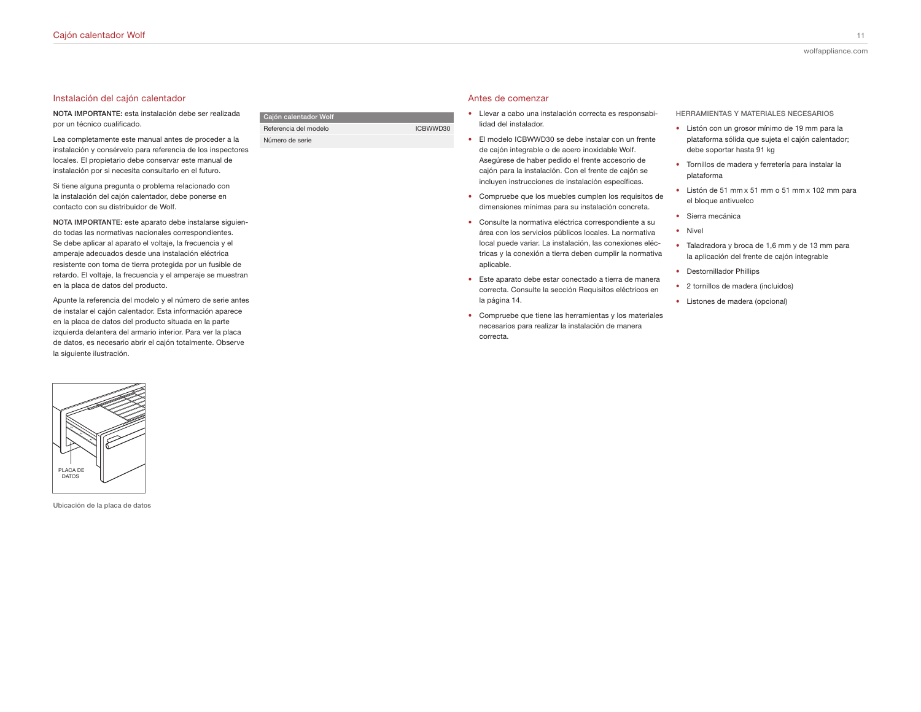## Instalación del cajón calentador

**NOTA IMPORTANTE:** esta instalación debe ser realizada por un técnico cualificado.

Lea completamente este manual antes de proceder a la instalación y consérvelo para referencia de los inspectores locales. El propietario debe conservar este manual de instalación por si necesita consultarlo en el futuro.

Si tiene alguna pregunta o problema relacionado con la instalación del cajón calentador, debe ponerse en contacto con su distribuidor de Wolf.

**NOTA IMPORTANTE:** este aparato debe instalarse siguiendo todas las normativas nacionales correspondientes. Se debe aplicar al aparato el voltaje, la frecuencia y el amperaje adecuados desde una instalación eléctrica resistente con toma de tierra protegida por un fusible de retardo. El voltaje, la frecuencia y el amperaje se muestran en la placa de datos del producto.

Apunte la referencia del modelo y el número de serie antes de instalar el cajón calentador. Esta información aparece en la placa de datos del producto situada en la parte izquierda delantera del armario interior. Para ver la placa de datos, es necesario abrir el cajón totalmente. Observe la siguiente ilustración.

| Cajón calentador Wolf | |
|---|---|
| Referencia del modelo | ICBWWD30 |
| Número de serie | |

PLACA DE DATOS

Ubicación de la placa de datos

## Antes de comenzar

- Llevar a cabo una instalación correcta es responsabilidad del instalador.
- El modelo ICBWWD30 se debe instalar con un frente de cajón integrable o de acero inoxidable Wolf. Asegúrese de haber pedido el frente accesorio de cajón para la instalación. Con el frente de cajón se incluyen instrucciones de instalación específicas.
- Compruebe que los muebles cumplen los requisitos de dimensiones mínimas para su instalación concreta.
- Consulte la normativa eléctrica correspondiente a su área con los servicios públicos locales. La normativa local puede variar. La instalación, las conexiones eléctricas y la conexión a tierra deben cumplir la normativa aplicable.
- Este aparato debe estar conectado a tierra de manera correcta. Consulte la sección Requisitos eléctricos en la página 14.
- Compruebe que tiene las herramientas y los materiales necesarios para realizar la instalación de manera correcta.

### HERRAMIENTAS Y MATERIALES NECESARIOS

- Listón con un grosor mínimo de 19 mm para la plataforma sólida que sujeta el cajón calentador; debe soportar hasta 91 kg
- Tornillos de madera y ferretería para instalar la plataforma
- Listón de 51 mm x 51 mm o 51 mm x 102 mm para el bloque antivuelco
- Sierra mecánica
- Nivel
- Taladradora y broca de 1,6 mm y de 13 mm para la aplicación del frente de cajón integrable
- Destornillador Phillips
- 2 tornillos de madera (incluidos)
- Listones de madera (opcional)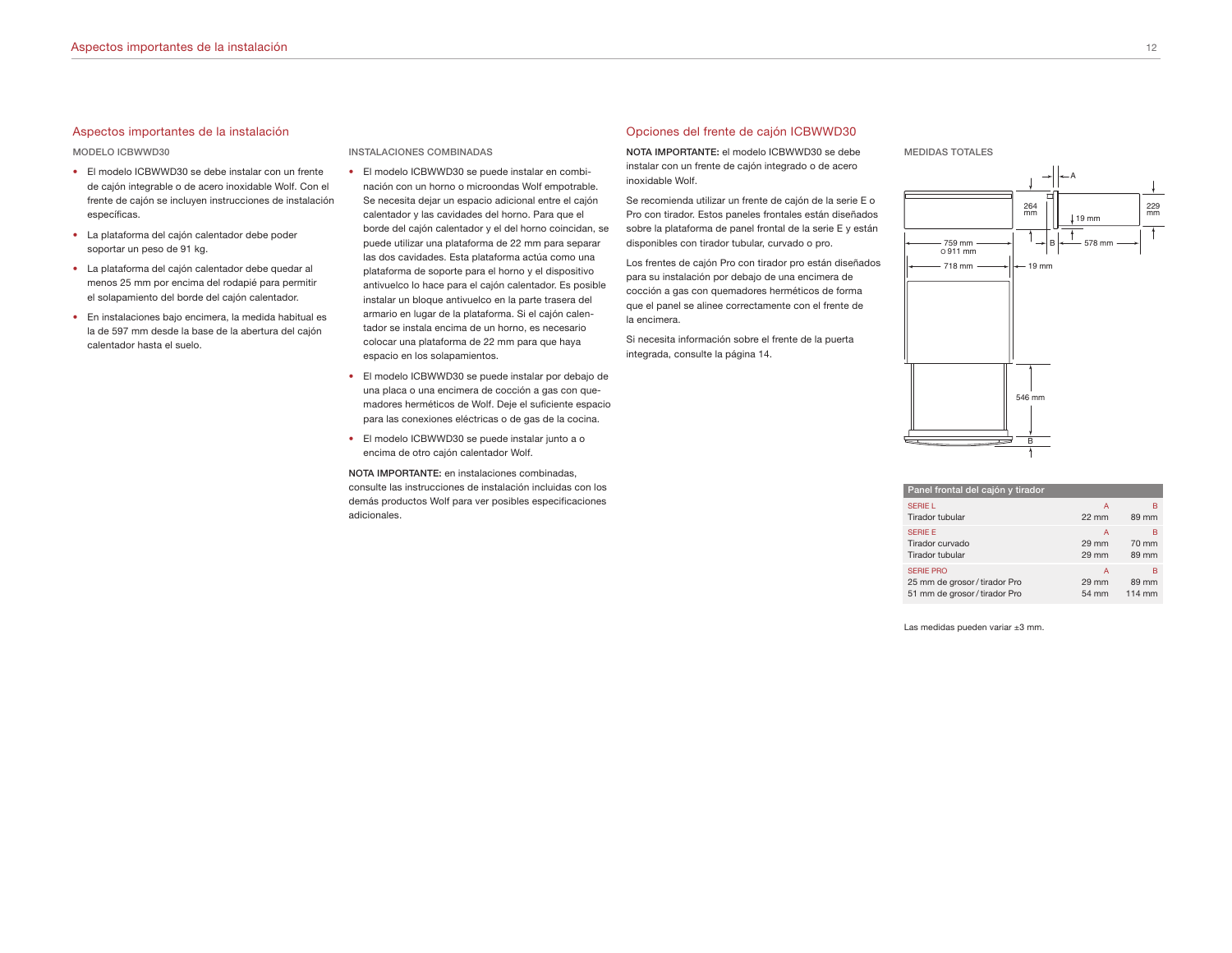## Aspectos importantes de la instalación

### MODELO ICBWWD30

- El modelo ICBWWD30 se debe instalar con un frente de cajón integrable o de acero inoxidable Wolf. Con el frente de cajón se incluyen instrucciones de instalación específicas.
- La plataforma del cajón calentador debe poder soportar un peso de 91 kg.
- La plataforma del cajón calentador debe quedar al menos 25 mm por encima del rodapié para permitir el solapamiento del borde del cajón calentador.
- En instalaciones bajo encimera, la medida habitual es la de 597 mm desde la base de la abertura del cajón calentador hasta el suelo.

### INSTALACIONES COMBINADAS

- El modelo ICBWWD30 se puede instalar en combinación con un horno o microondas Wolf empotrable. Se necesita dejar un espacio adicional entre el cajón calentador y las cavidades del horno. Para que el borde del cajón calentador y el del horno coincidan, se puede utilizar una plataforma de 22 mm para separar las dos cavidades. Esta plataforma actúa como una plataforma de soporte para el horno y el dispositivo antivuelco lo hace para el cajón calentador. Es posible instalar un bloque antivuelco en la parte trasera del armario en lugar de la plataforma. Si el cajón calentador se instala encima de un horno, es necesario colocar una plataforma de 22 mm para que haya espacio en los solapamientos.
- El modelo ICBWWD30 se puede instalar por debajo de una placa o una encimera de cocción a gas con quemadores herméticos de Wolf. Deje el suficiente espacio para las conexiones eléctricas o de gas de la cocina.
- El modelo ICBWWD30 se puede instalar junto a o encima de otro cajón calentador Wolf.

**NOTA IMPORTANTE:** en instalaciones combinadas, consulte las instrucciones de instalación incluidas con los demás productos Wolf para ver posibles especificaciones adicionales.

## Opciones del frente de cajón ICBWWD30

**NOTA IMPORTANTE:** el modelo ICBWWD30 se debe instalar con un frente de cajón integrado o de acero inoxidable Wolf.

Se recomienda utilizar un frente de cajón de la serie E o Pro con tirador. Estos paneles frontales están diseñados sobre la plataforma de panel frontal de la serie E y están disponibles con tirador tubular, curvado o pro.

Los frentes de cajón Pro con tirador pro están diseñados para su instalación por debajo de una encimera de cocción a gas con quemadores herméticos de forma que el panel se alinee correctamente con el frente de la encimera.

Si necesita información sobre el frente de la puerta integrada, consulte la página 14.

### MEDIDAS TOTALES

A; 264 mm; 19 mm; 229 mm; B; 759 mm o 911 mm; 578 mm; 718 mm; 19 mm; 546 mm; B

| Panel frontal del cajón y tirador | | |
|---|---|---|
| SERIE L | A | B |
| Tirador tubular | 22 mm | 89 mm |
| SERIE E | A | B |
| Tirador curvado | 29 mm | 70 mm |
| Tirador tubular | 29 mm | 89 mm |
| SERIE PRO | A | B |
| 25 mm de grosor / tirador Pro | 29 mm | 89 mm |
| 51 mm de grosor / tirador Pro | 54 mm | 114 mm |

Las medidas pueden variar ±3 mm.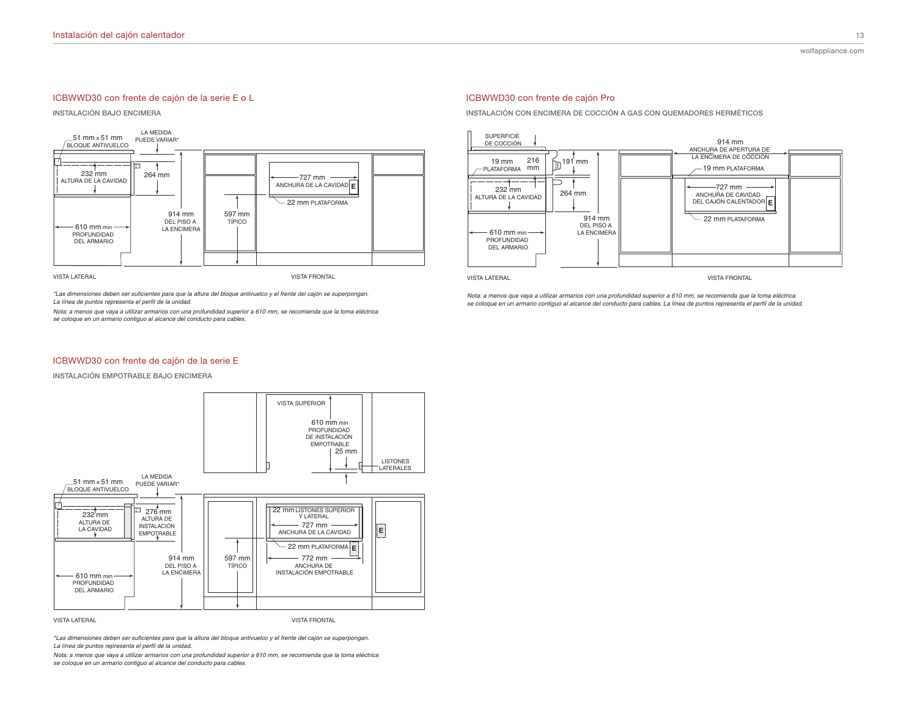## ICBWWD30 con frente de cajón de la serie E o L

INSTALACIÓN BAJO ENCIMERA

51 mm x 51 mm BLOQUE ANTIVUELCO

LA MEDIDA PUEDE VARIAR*

232 mm ALTURA DE LA CAVIDAD

264 mm

727 mm ANCHURA DE LA CAVIDAD

22 mm PLATAFORMA

914 mm DEL PISO A LA ENCIMERA

597 mm TÍPICO

610 mm min PROFUNDIDAD DEL ARMARIO

VISTA LATERAL

VISTA FRONTAL

*Las dimensiones deben ser suficientes para que la altura del bloque antivuelco y el frente del cajón se superpongan. La línea de puntos representa el perfil de la unidad.*

*Nota: a menos que vaya a utilizar armarios con una profundidad superior a 610 mm, se recomienda que la toma eléctrica se coloque en un armario contiguo al alcance del conducto para cables.*

## ICBWWD30 con frente de cajón de la serie E

INSTALACIÓN EMPOTRABLE BAJO ENCIMERA

VISTA SUPERIOR

610 mm min PROFUNDIDAD DE INSTALACIÓN EMPOTRABLE

25 mm

LISTONES LATERALES

51 mm x 51 mm BLOQUE ANTIVUELCO

LA MEDIDA PUEDE VARIAR*

232 mm ALTURA DE LA CAVIDAD

276 mm ALTURA DE INSTALACIÓN EMPOTRABLE

22 mm LISTONES SUPERIOR Y LATERAL

727 mm ANCHURA DE LA CAVIDAD

22 mm PLATAFORMA

914 mm DEL PISO A LA ENCIMERA

597 mm TÍPICO

772 mm ANCHURA DE INSTALACIÓN EMPOTRABLE

610 mm min PROFUNDIDAD DEL ARMARIO

VISTA LATERAL

VISTA FRONTAL

*Las dimensiones deben ser suficientes para que la altura del bloque antivuelco y el frente del cajón se superpongan. La línea de puntos representa el perfil de la unidad.*

*Nota: a menos que vaya a utilizar armarios con una profundidad superior a 610 mm, se recomienda que la toma eléctrica se coloque en un armario contiguo al alcance del conducto para cables.*

## ICBWWD30 con frente de cajón Pro

INSTALACIÓN CON ENCIMERA DE COCCIÓN A GAS CON QUEMADORES HERMÉTICOS

SUPERFICIE DE COCCIÓN

19 mm PLATAFORMA

216 mm

191 mm

232 mm ALTURA DE LA CAVIDAD

264 mm

914 mm DEL PISO A LA ENCIMERA

610 mm min PROFUNDIDAD DEL ARMARIO

914 mm ANCHURA DE APERTURA DE LA ENCIMERA DE COCCIÓN

19 mm PLATAFORMA

727 mm ANCHURA DE CAVIDAD DEL CAJÓN CALENTADOR

22 mm PLATAFORMA

VISTA LATERAL

VISTA FRONTAL

*Nota: a menos que vaya a utilizar armarios con una profundidad superior a 610 mm, se recomienda que la toma eléctrica se coloque en un armario contiguo al alcance del conducto para cables. La línea de puntos representa el perfil de la unidad.*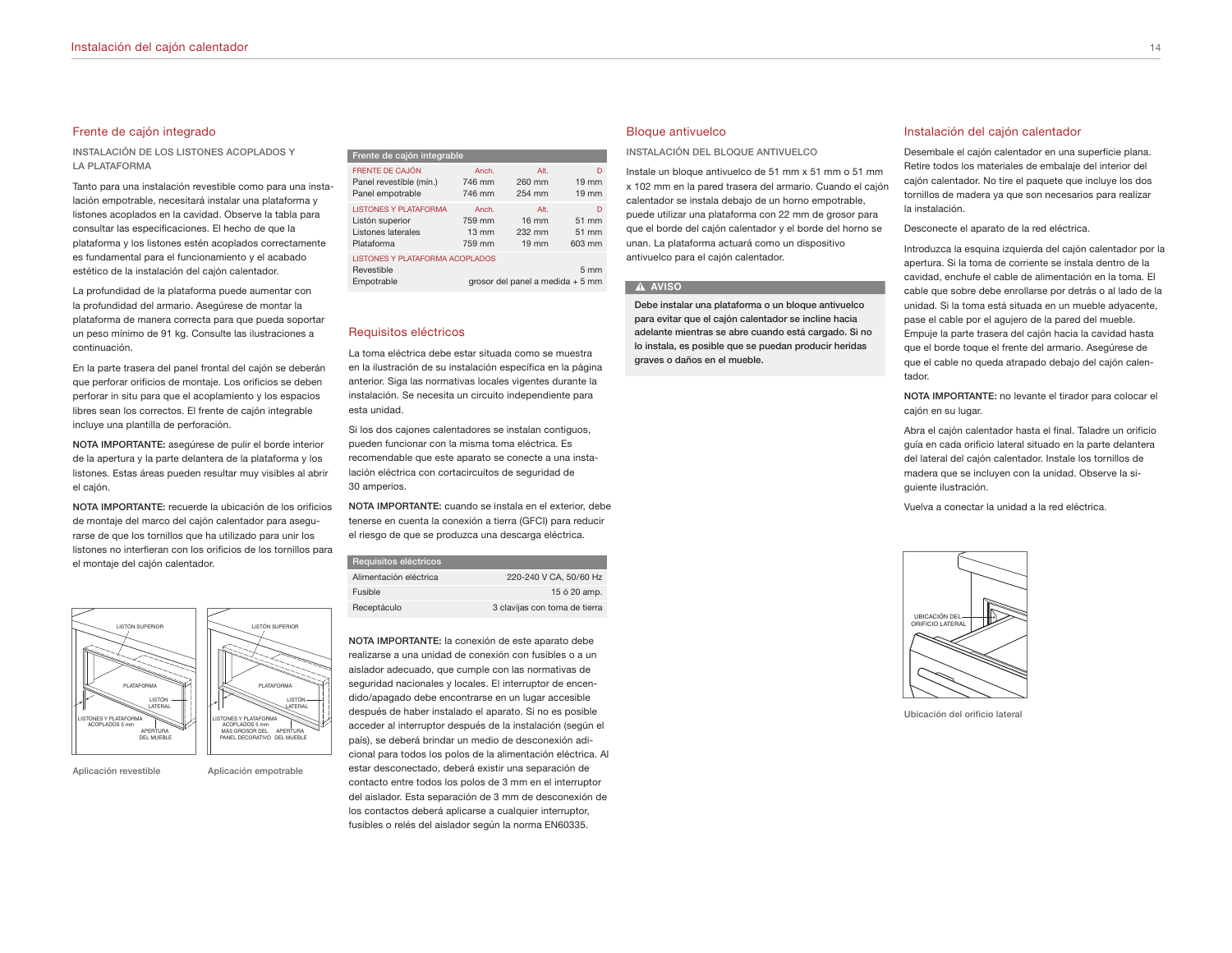## Frente de cajón integrado

INSTALACIÓN DE LOS LISTONES ACOPLADOS Y LA PLATAFORMA

Tanto para una instalación revestible como para una instalación empotrable, necesitará instalar una plataforma y listones acoplados en la cavidad. Observe la tabla para consultar las especificaciones. El hecho de que la plataforma y los listones estén acoplados correctamente es fundamental para el funcionamiento y el acabado estético de la instalación del cajón calentador.

La profundidad de la plataforma puede aumentar con la profundidad del armario. Asegúrese de montar la plataforma de manera correcta para que pueda soportar un peso mínimo de 91 kg. Consulte las ilustraciones a continuación.

En la parte trasera del panel frontal del cajón se deberán que perforar orificios de montaje. Los orificios se deben perforar in situ para que el acoplamiento y los espacios libres sean los correctos. El frente de cajón integrable incluye una plantilla de perforación.

**NOTA IMPORTANTE:** asegúrese de pulir el borde interior de la apertura y la parte delantera de la plataforma y los listones. Estas áreas pueden resultar muy visibles al abrir el cajón.

**NOTA IMPORTANTE:** recuerde la ubicación de los orificios de montaje del marco del cajón calentador para asegurarse de que los tornillos que ha utilizado para unir los listones no interfieran con los orificios de los tornillos para el montaje del cajón calentador.

Aplicación revestible

Aplicación empotrable

| Frente de cajón integrable | | | |
|---|---|---|---|
| FRENTE DE CAJÓN | Anch. | Alt. | D |
| Panel revestible (mín.) | 746 mm | 260 mm | 19 mm |
| Panel empotrable | 746 mm | 254 mm | 19 mm |
| LISTONES Y PLATAFORMA | Anch. | Alt. | D |
| Listón superior | 759 mm | 16 mm | 51 mm |
| Listones laterales | 13 mm | 232 mm | 51 mm |
| Plataforma | 759 mm | 19 mm | 603 mm |
| LISTONES Y PLATAFORMA ACOPLADOS | | | |
| Revestible | | | 5 mm |
| Empotrable | | grosor del panel a medida + 5 mm | |

## Requisitos eléctricos

La toma eléctrica debe estar situada como se muestra en la ilustración de su instalación específica en la página anterior. Siga las normativas locales vigentes durante la instalación. Se necesita un circuito independiente para esta unidad.

Si los dos cajones calentadores se instalan contiguos, pueden funcionar con la misma toma eléctrica. Es recomendable que este aparato se conecte a una instalación eléctrica con cortacircuitos de seguridad de 30 amperios.

**NOTA IMPORTANTE:** cuando se instala en el exterior, debe tenerse en cuenta la conexión a tierra (GFCI) para reducir el riesgo de que se produzca una descarga eléctrica.

| Requisitos eléctricos | |
|---|---|
| Alimentación eléctrica | 220-240 V CA, 50/60 Hz |
| Fusible | 15 ó 20 amp. |
| Receptáculo | 3 clavijas con toma de tierra |

**NOTA IMPORTANTE:** la conexión de este aparato debe realizarse a una unidad de conexión con fusibles o a un aislador adecuado, que cumple con las normativas de seguridad nacionales y locales. El interruptor de encendido/apagado debe encontrarse en un lugar accesible después de haber instalado el aparato. Si no es posible acceder al interruptor después de la instalación (según el país), se deberá brindar un medio de desconexión adicional para todos los polos de la alimentación eléctrica. Al estar desconectado, deberá existir una separación de contacto entre todos los polos de 3 mm en el interruptor del aislador. Esta separación de 3 mm de desconexión de los contactos deberá aplicarse a cualquier interruptor, fusibles o relés del aislador según la norma EN60335.

## Bloque antivuelco

INSTALACIÓN DEL BLOQUE ANTIVUELCO

Instale un bloque antivuelco de 51 mm x 51 mm o 51 mm x 102 mm en la pared trasera del armario. Cuando el cajón calentador se instala debajo de un horno empotrable, puede utilizar una plataforma con 22 mm de grosor para que el borde del cajón calentador y el borde del horno se unan. La plataforma actuará como un dispositivo antivuelco para el cajón calentador.

**⚠ AVISO**

**Debe instalar una plataforma o un bloque antivuelco para evitar que el cajón calentador se incline hacia adelante mientras se abre cuando está cargado. Si no lo instala, es posible que se puedan producir heridas graves o daños en el mueble.**

## Instalación del cajón calentador

Desembale el cajón calentador en una superficie plana. Retire todos los materiales de embalaje del interior del cajón calentador. No tire el paquete que incluye los dos tornillos de madera ya que son necesarios para realizar la instalación.

Desconecte el aparato de la red eléctrica.

Introduzca la esquina izquierda del cajón calentador por la apertura. Si la toma de corriente se instala dentro de la cavidad, enchufe el cable de alimentación en la toma. El cable que sobre debe enrollarse por detrás o al lado de la unidad. Si la toma está situada en un mueble adyacente, pase el cable por el agujero de la pared del mueble. Empuje la parte trasera del cajón hacia la cavidad hasta que el borde toque el frente del armario. Asegúrese de que el cable no queda atrapado debajo del cajón calentador.

**NOTA IMPORTANTE:** no levante el tirador para colocar el cajón en su lugar.

Abra el cajón calentador hasta el final. Taladre un orificio guía en cada orificio lateral situado en la parte delantera del lateral del cajón calentador. Instale los tornillos de madera que se incluyen con la unidad. Observe la siguiente ilustración.

Vuelva a conectar la unidad a la red eléctrica.

Ubicación del orificio lateral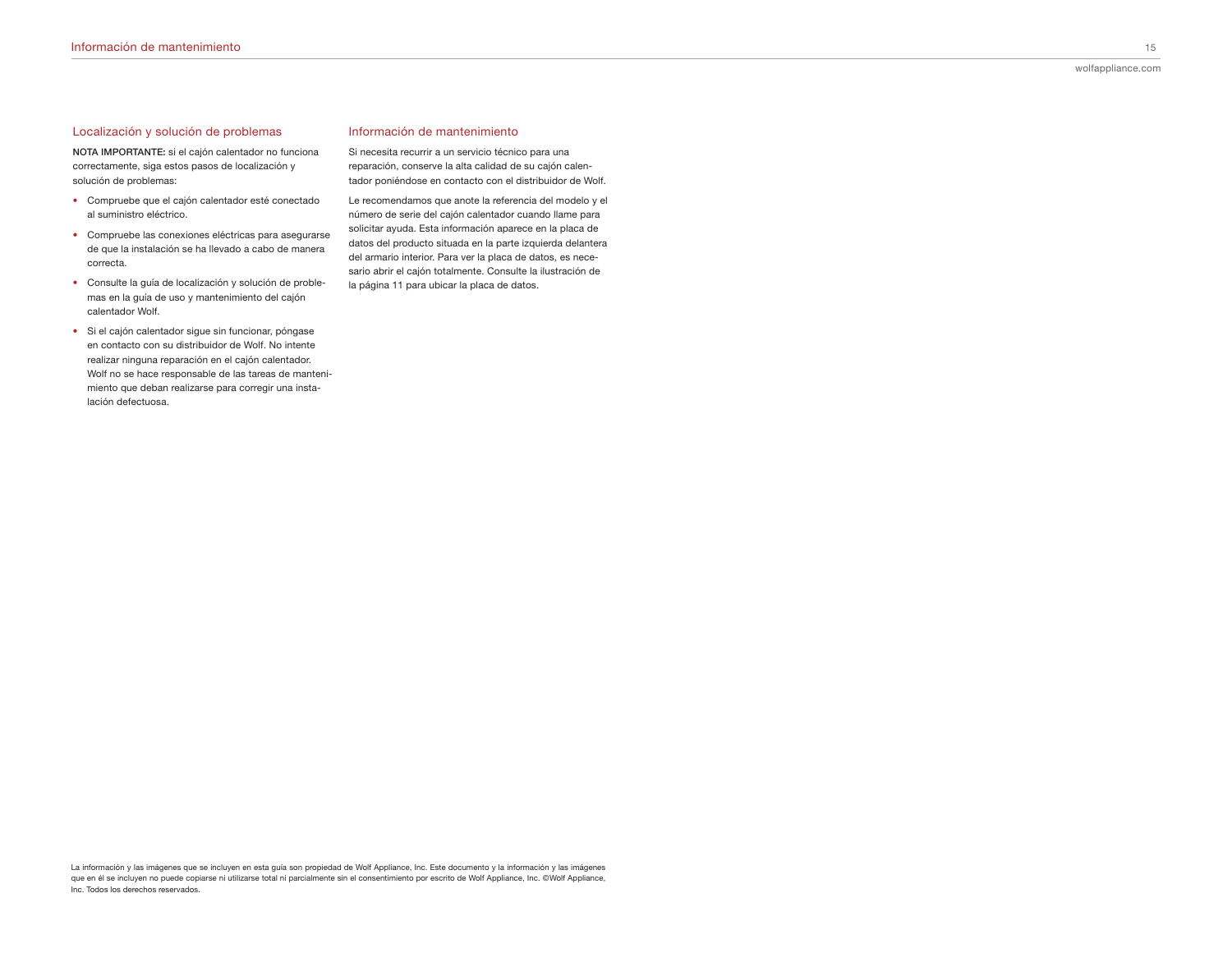## Localización y solución de problemas

**NOTA IMPORTANTE:** si el cajón calentador no funciona correctamente, siga estos pasos de localización y solución de problemas:

- Compruebe que el cajón calentador esté conectado al suministro eléctrico.
- Compruebe las conexiones eléctricas para asegurarse de que la instalación se ha llevado a cabo de manera correcta.
- Consulte la guía de localización y solución de problemas en la guía de uso y mantenimiento del cajón calentador Wolf.
- Si el cajón calentador sigue sin funcionar, póngase en contacto con su distribuidor de Wolf. No intente realizar ninguna reparación en el cajón calentador. Wolf no se hace responsable de las tareas de mantenimiento que deban realizarse para corregir una instalación defectuosa.

## Información de mantenimiento

Si necesita recurrir a un servicio técnico para una reparación, conserve la alta calidad de su cajón calentador poniéndose en contacto con el distribuidor de Wolf.

Le recomendamos que anote la referencia del modelo y el número de serie del cajón calentador cuando llame para solicitar ayuda. Esta información aparece en la placa de datos del producto situada en la parte izquierda delantera del armario interior. Para ver la placa de datos, es necesario abrir el cajón totalmente. Consulte la ilustración de la página 11 para ubicar la placa de datos.

La información y las imágenes que se incluyen en esta guía son propiedad de Wolf Appliance, Inc. Este documento y la información y las imágenes que en él se incluyen no puede copiarse ni utilizarse total ni parcialmente sin el consentimiento por escrito de Wolf Appliance, Inc. ©Wolf Appliance, Inc. Todos los derechos reservados.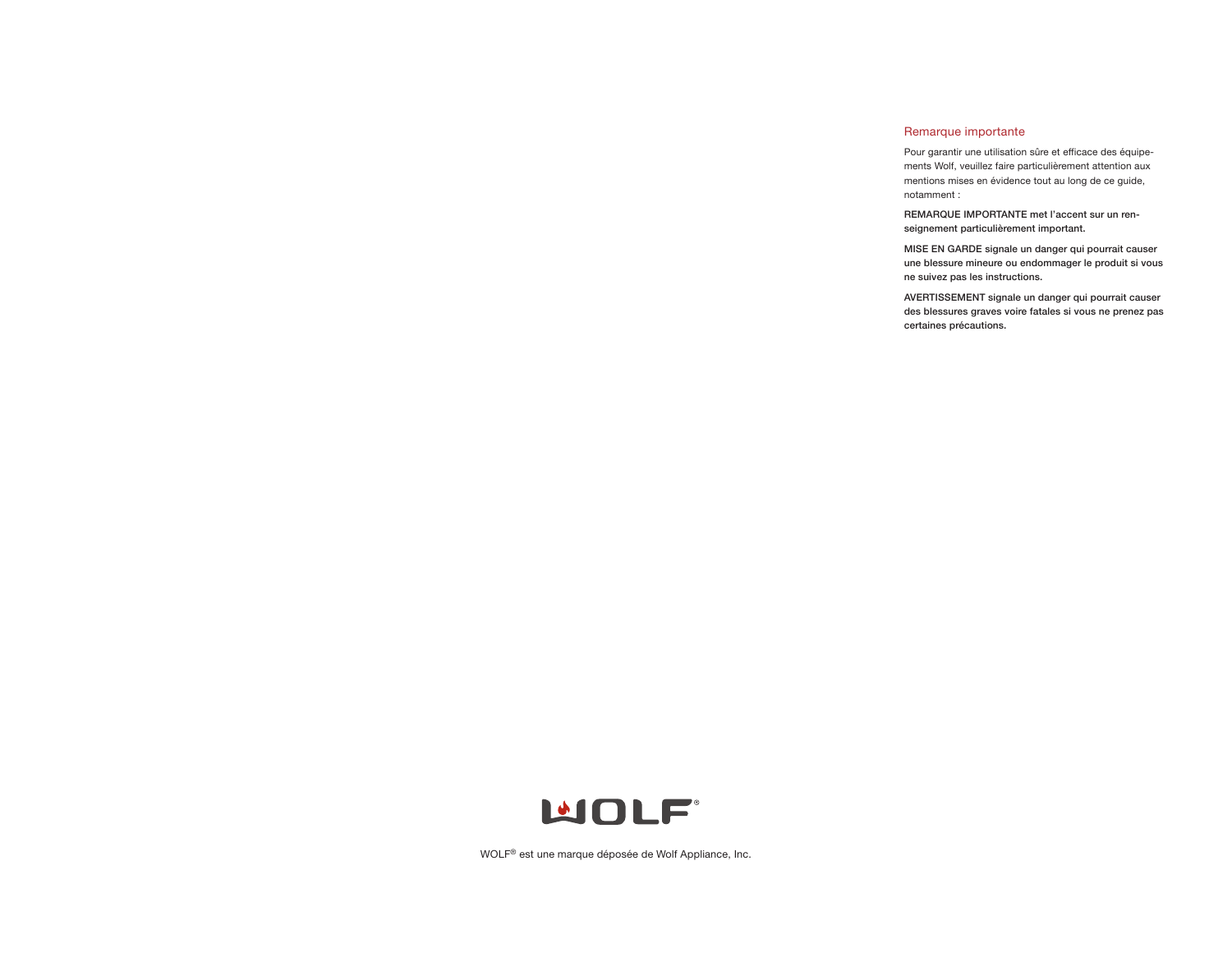## Remarque importante

Pour garantir une utilisation sûre et efficace des équipements Wolf, veuillez faire particulièrement attention aux mentions mises en évidence tout au long de ce guide, notamment :

**REMARQUE IMPORTANTE met l'accent sur un renseignement particulièrement important.**

**MISE EN GARDE signale un danger qui pourrait causer une blessure mineure ou endommager le produit si vous ne suivez pas les instructions.**

**AVERTISSEMENT signale un danger qui pourrait causer des blessures graves voire fatales si vous ne prenez pas certaines précautions.**

WOLF®

WOLF® est une marque déposée de Wolf Appliance, Inc.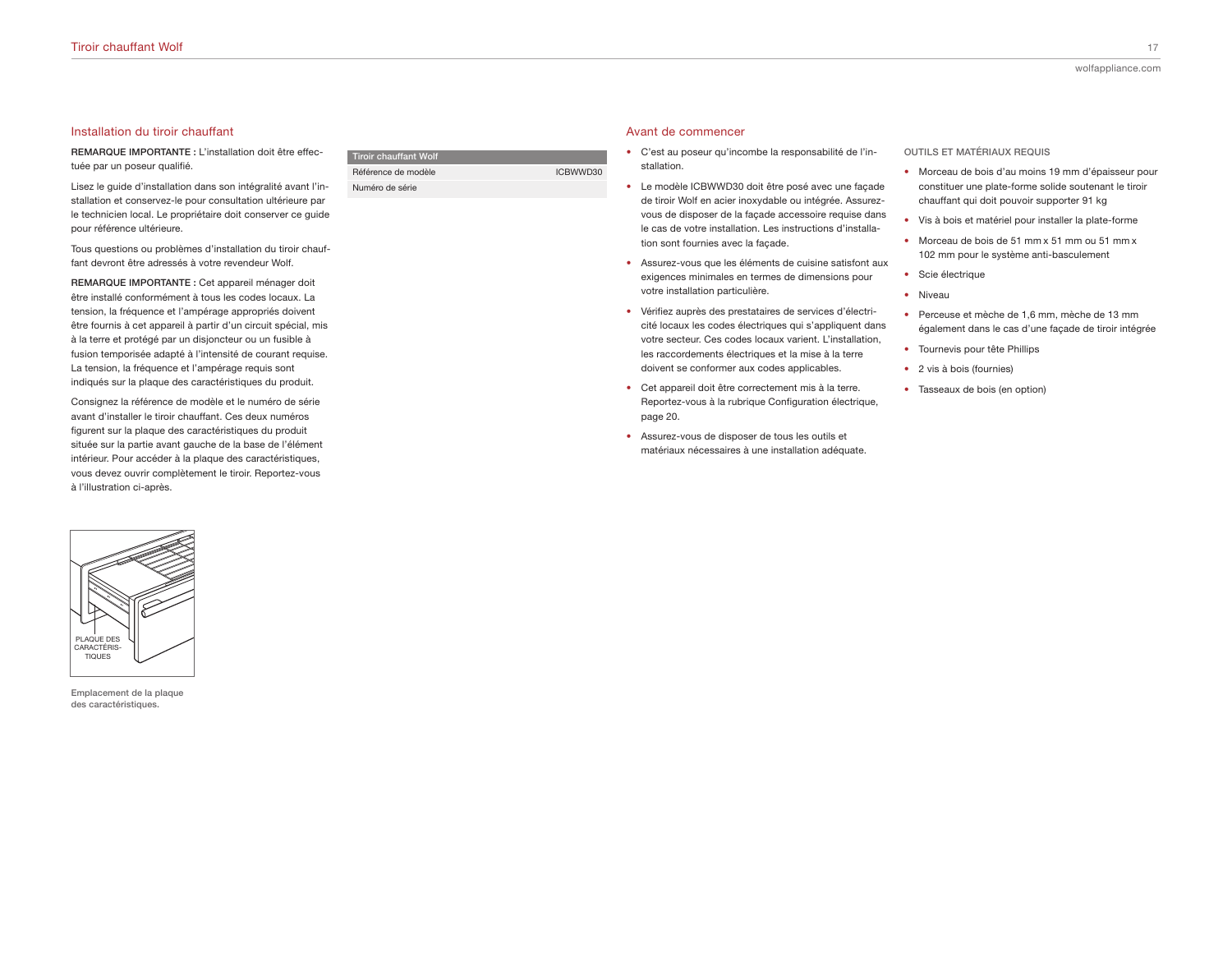## Installation du tiroir chauffant

**REMARQUE IMPORTANTE :** L'installation doit être effectuée par un poseur qualifié.

Lisez le guide d'installation dans son intégralité avant l'installation et conservez-le pour consultation ultérieure par le technicien local. Le propriétaire doit conserver ce guide pour référence ultérieure.

Tous questions ou problèmes d'installation du tiroir chauffant devront être adressés à votre revendeur Wolf.

**REMARQUE IMPORTANTE :** Cet appareil ménager doit être installé conformément à tous les codes locaux. La tension, la fréquence et l'ampérage appropriés doivent être fournis à cet appareil à partir d'un circuit spécial, mis à la terre et protégé par un disjoncteur ou un fusible à fusion temporisée adapté à l'intensité de courant requise. La tension, la fréquence et l'ampérage requis sont indiqués sur la plaque des caractéristiques du produit.

Consignez la référence de modèle et le numéro de série avant d'installer le tiroir chauffant. Ces deux numéros figurent sur la plaque des caractéristiques du produit située sur la partie avant gauche de la base de l'élément intérieur. Pour accéder à la plaque des caractéristiques, vous devez ouvrir complètement le tiroir. Reportez-vous à l'illustration ci-après.

PLAQUE DES CARACTÉRISTIQUES

Emplacement de la plaque des caractéristiques.

| Tiroir chauffant Wolf | |
|---|---|
| Référence de modèle | ICBWWD30 |
| Numéro de série | |

## Avant de commencer

- C'est au poseur qu'incombe la responsabilité de l'installation.
- Le modèle ICBWWD30 doit être posé avec une façade de tiroir Wolf en acier inoxydable ou intégrée. Assurez-vous de disposer de la façade accessoire requise dans le cas de votre installation. Les instructions d'installation sont fournies avec la façade.
- Assurez-vous que les éléments de cuisine satisfont aux exigences minimales en termes de dimensions pour votre installation particulière.
- Vérifiez auprès des prestataires de services d'électricité locaux les codes électriques qui s'appliquent dans votre secteur. Ces codes locaux varient. L'installation, les raccordements électriques et la mise à la terre doivent se conformer aux codes applicables.
- Cet appareil doit être correctement mis à la terre. Reportez-vous à la rubrique Configuration électrique, page 20.
- Assurez-vous de disposer de tous les outils et matériaux nécessaires à une installation adéquate.

### OUTILS ET MATÉRIAUX REQUIS

- Morceau de bois d'au moins 19 mm d'épaisseur pour constituer une plate-forme solide soutenant le tiroir chauffant qui doit pouvoir supporter 91 kg
- Vis à bois et matériel pour installer la plate-forme
- Morceau de bois de 51 mm x 51 mm ou 51 mm x 102 mm pour le système anti-basculement
- Scie électrique
- Niveau
- Perceuse et mèche de 1,6 mm, mèche de 13 mm également dans le cas d'une façade de tiroir intégrée
- Tournevis pour tête Phillips
- 2 vis à bois (fournies)
- Tasseaux de bois (en option)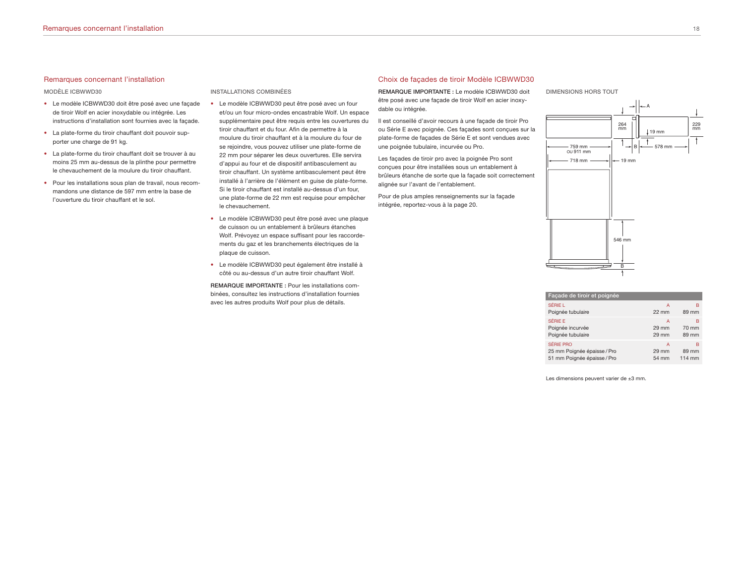## Remarques concernant l'installation

### MODÈLE ICBWWD30

- Le modèle ICBWWD30 doit être posé avec une façade de tiroir Wolf en acier inoxydable ou intégrée. Les instructions d'installation sont fournies avec la façade.
- La plate-forme du tiroir chauffant doit pouvoir supporter une charge de 91 kg.
- La plate-forme du tiroir chauffant doit se trouver à au moins 25 mm au-dessus de la plinthe pour permettre le chevauchement de la moulure du tiroir chauffant.
- Pour les installations sous plan de travail, nous recommandons une distance de 597 mm entre la base de l'ouverture du tiroir chauffant et le sol.

### INSTALLATIONS COMBINÉES

- Le modèle ICBWWD30 peut être posé avec un four et/ou un four micro-ondes encastrable Wolf. Un espace supplémentaire peut être requis entre les ouvertures du tiroir chauffant et du four. Afin de permettre à la moulure du tiroir chauffant et à la moulure du four de se rejoindre, vous pouvez utiliser une plate-forme de 22 mm pour séparer les deux ouvertures. Elle servira d'appui au four et de dispositif antibasculement au tiroir chauffant. Un système antibasculement peut être installé à l'arrière de l'élément en guise de plate-forme. Si le tiroir chauffant est installé au-dessus d'un four, une plate-forme de 22 mm est requise pour empêcher le chevauchement.
- Le modèle ICBWWD30 peut être posé avec une plaque de cuisson ou un entablement à brûleurs étanches Wolf. Prévoyez un espace suffisant pour les raccordements du gaz et les branchements électriques de la plaque de cuisson.
- Le modèle ICBWWD30 peut également être installé à côté ou au-dessus d'un autre tiroir chauffant Wolf.

**REMARQUE IMPORTANTE :** Pour les installations combinées, consultez les instructions d'installation fournies avec les autres produits Wolf pour plus de détails.

## Choix de façades de tiroir Modèle ICBWWD30

**REMARQUE IMPORTANTE :** Le modèle ICBWWD30 doit être posé avec une façade de tiroir Wolf en acier inoxydable ou intégrée.

Il est conseillé d'avoir recours à une façade de tiroir Pro ou Série E avec poignée. Ces façades sont conçues sur la plate-forme de façades de Série E et sont vendues avec une poignée tubulaire, incurvée ou Pro.

Les façades de tiroir pro avec la poignée Pro sont conçues pour être installées sous un entablement à brûleurs étanche de sorte que la façade soit correctement alignée sur l'avant de l'entablement.

Pour de plus amples renseignements sur la façade intégrée, reportez-vous à la page 20.

### DIMENSIONS HORS TOUT

264 mm · 229 mm · 19 mm · 759 mm OU 911 mm · 718 mm · 19 mm · 578 mm · 546 mm · A · B

| Façade de tiroir et poignée | | |
|---|---|---|
| SÉRIE L | A | B |
| Poignée tubulaire | 22 mm | 89 mm |
| SÉRIE E | A | B |
| Poignée incurvée | 29 mm | 70 mm |
| Poignée tubulaire | 29 mm | 89 mm |
| SÉRIE PRO | A | B |
| 25 mm Poignée épaisse / Pro | 29 mm | 89 mm |
| 51 mm Poignée épaisse / Pro | 54 mm | 114 mm |

Les dimensions peuvent varier de ±3 mm.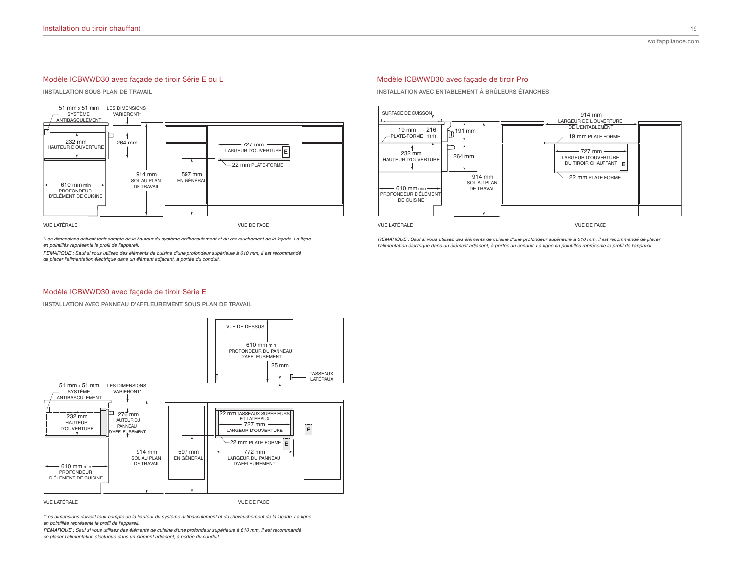## Modèle ICBWWD30 avec façade de tiroir Série E ou L

INSTALLATION SOUS PLAN DE TRAVAIL

51 mm x 51 mm SYSTÈME ANTIBASCULEMENT

LES DIMENSIONS VARIERONT*

232 mm HAUTEUR D'OUVERTURE

264 mm

914 mm SOL AU PLAN DE TRAVAIL

597 mm EN GÉNÉRAL

727 mm LARGEUR D'OUVERTURE

22 mm PLATE-FORME

610 mm min PROFONDEUR D'ÉLÉMENT DE CUISINE

VUE LATÉRALE

VUE DE FACE

*Les dimensions doivent tenir compte de la hauteur du système antibasculement et du chevauchement de la façade. La ligne en pointillés représente le profil de l'appareil.*

*REMARQUE : Sauf si vous utilisez des éléments de cuisine d'une profondeur supérieure à 610 mm, il est recommandé de placer l'alimentation électrique dans un élément adjacent, à portée du conduit.*

## Modèle ICBWWD30 avec façade de tiroir Série E

INSTALLATION AVEC PANNEAU D'AFFLEUREMENT SOUS PLAN DE TRAVAIL

VUE DE DESSUS

610 mm min PROFONDEUR DU PANNEAU D'AFFLEUREMENT

25 mm

TASSEAUX LATÉRAUX

51 mm x 51 mm SYSTÈME ANTIBASCULEMENT

LES DIMENSIONS VARIERONT*

232 mm HAUTEUR D'OUVERTURE

276 mm HAUTEUR DU PANNEAU D'AFFLEUREMENT

22 mm TASSEAUX SUPÉRIEURS ET LATÉRAUX

727 mm LARGEUR D'OUVERTURE

22 mm PLATE-FORME

914 mm SOL AU PLAN DE TRAVAIL

597 mm EN GÉNÉRAL

772 mm LARGEUR DU PANNEAU D'AFFLEUREMENT

610 mm min PROFONDEUR D'ÉLÉMENT DE CUISINE

VUE LATÉRALE

VUE DE FACE

*Les dimensions doivent tenir compte de la hauteur du système antibasculement et du chevauchement de la façade. La ligne en pointillés représente le profil de l'appareil.*

*REMARQUE : Sauf si vous utilisez des éléments de cuisine d'une profondeur supérieure à 610 mm, il est recommandé de placer l'alimentation électrique dans un élément adjacent, à portée du conduit.*

## Modèle ICBWWD30 avec façade de tiroir Pro

INSTALLATION AVEC ENTABLEMENT À BRÛLEURS ÉTANCHES

SURFACE DE CUISSON

19 mm PLATE-FORME

216 mm

191 mm

232 mm HAUTEUR D'OUVERTURE

264 mm

914 mm SOL AU PLAN DE TRAVAIL

610 mm min PROFONDEUR D'ÉLÉMENT DE CUISINE

914 mm LARGEUR DE L'OUVERTURE DE L'ENTABLEMENT

19 mm PLATE-FORME

727 mm LARGEUR D'OUVERTURE DU TIROIR CHAUFFANT

22 mm PLATE-FORME

VUE LATÉRALE

VUE DE FACE

*REMARQUE : Sauf si vous utilisez des éléments de cuisine d'une profondeur supérieure à 610 mm, il est recommandé de placer l'alimentation électrique dans un élément adjacent, à portée du conduit. La ligne en pointillés représente le profil de l'appareil.*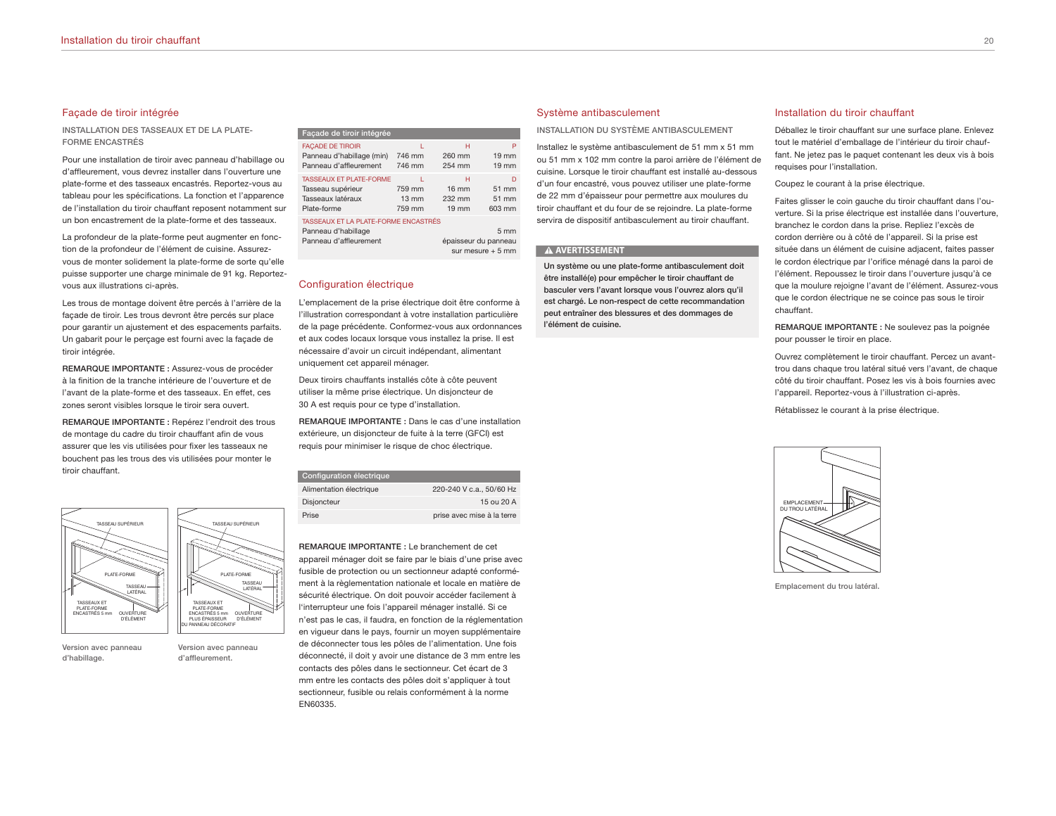## Façade de tiroir intégrée

INSTALLATION DES TASSEAUX ET DE LA PLATE-FORME ENCASTRÉS

Pour une installation de tiroir avec panneau d'habillage ou d'affleurement, vous devrez installer dans l'ouverture une plate-forme et des tasseaux encastrés. Reportez-vous au tableau pour les spécifications. La fonction et l'apparence de l'installation du tiroir chauffant reposent notamment sur un bon encastrement de la plate-forme et des tasseaux.

La profondeur de la plate-forme peut augmenter en fonction de la profondeur de l'élément de cuisine. Assurez-vous de monter solidement la plate-forme de sorte qu'elle puisse supporter une charge minimale de 91 kg. Reportez-vous aux illustrations ci-après.

Les trous de montage doivent être percés à l'arrière de la façade de tiroir. Les trous devront être percés sur place pour garantir un ajustement et des espacements parfaits. Un gabarit pour le perçage est fourni avec la façade de tiroir intégrée.

**REMARQUE IMPORTANTE :** Assurez-vous de procéder à la finition de la tranche intérieure de l'ouverture et de l'avant de la plate-forme et des tasseaux. En effet, ces zones seront visibles lorsque le tiroir sera ouvert.

**REMARQUE IMPORTANTE :** Repérez l'endroit des trous de montage du cadre du tiroir chauffant afin de vous assurer que les vis utilisées pour fixer les tasseaux ne bouchent pas les trous des vis utilisées pour monter le tiroir chauffant.

Version avec panneau d'habillage.

Version avec panneau d'affleurement.

| Façade de tiroir intégrée | | | |
|---|---|---|---|
| FAÇADE DE TIROIR | L | H | P |
| Panneau d'habillage (min) | 746 mm | 260 mm | 19 mm |
| Panneau d'affleurement | 746 mm | 254 mm | 19 mm |
| TASSEAUX ET PLATE-FORME | L | H | D |
| Tasseau supérieur | 759 mm | 16 mm | 51 mm |
| Tasseaux latéraux | 13 mm | 232 mm | 51 mm |
| Plate-forme | 759 mm | 19 mm | 603 mm |
| TASSEAUX ET LA PLATE-FORME ENCASTRÉS | | | |
| Panneau d'habillage | | | 5 mm |
| Panneau d'affleurement | | | épaisseur du panneau sur mesure + 5 mm |

## Configuration électrique

L'emplacement de la prise électrique doit être conforme à l'illustration correspondant à votre installation particulière de la page précédente. Conformez-vous aux ordonnances et aux codes locaux lorsque vous installez la prise. Il est nécessaire d'avoir un circuit indépendant, alimentant uniquement cet appareil ménager.

Deux tiroirs chauffants installés côte à côte peuvent utiliser la même prise électrique. Un disjoncteur de 30 A est requis pour ce type d'installation.

**REMARQUE IMPORTANTE :** Dans le cas d'une installation extérieure, un disjoncteur de fuite à la terre (GFCI) est requis pour minimiser le risque de choc électrique.

| Configuration électrique | |
|---|---|
| Alimentation électrique | 220-240 V c.a., 50/60 Hz |
| Disjoncteur | 15 ou 20 A |
| Prise | prise avec mise à la terre |

**REMARQUE IMPORTANTE :** Le branchement de cet appareil ménager doit se faire par le biais d'une prise avec fusible de protection ou un sectionneur adapté conformément à la règlementation nationale et locale en matière de sécurité électrique. On doit pouvoir accéder facilement à l'interrupteur une fois l'appareil ménager installé. Si ce n'est pas le cas, il faudra, en fonction de la réglementation en vigueur dans le pays, fournir un moyen supplémentaire de déconnecter tous les pôles de l'alimentation. Une fois déconnecté, il doit y avoir une distance de 3 mm entre les contacts des pôles dans le sectionneur. Cet écart de 3 mm entre les contacts des pôles doit s'appliquer à tout sectionneur, fusible ou relais conformément à la norme EN60335.

## Système antibasculement

INSTALLATION DU SYSTÈME ANTIBASCULEMENT

Installez le système antibasculement de 51 mm x 51 mm ou 51 mm x 102 mm contre la paroi arrière de l'élément de cuisine. Lorsque le tiroir chauffant est installé au-dessous d'un four encastré, vous pouvez utiliser une plate-forme de 22 mm d'épaisseur pour permettre aux moulures du tiroir chauffant et du four de se rejoindre. La plate-forme servira de dispositif antibasculement au tiroir chauffant.

**⚠ AVERTISSEMENT**

**Un système ou une plate-forme antibasculement doit être installé(e) pour empêcher le tiroir chauffant de basculer vers l'avant lorsque vous l'ouvrez alors qu'il est chargé. Le non-respect de cette recommandation peut entraîner des blessures et des dommages de l'élément de cuisine.**

## Installation du tiroir chauffant

Déballez le tiroir chauffant sur une surface plane. Enlevez tout le matériel d'emballage de l'intérieur du tiroir chauffant. Ne jetez pas le paquet contenant les deux vis à bois requises pour l'installation.

Coupez le courant à la prise électrique.

Faites glisser le coin gauche du tiroir chauffant dans l'ouverture. Si la prise électrique est installée dans l'ouverture, branchez le cordon dans la prise. Repliez l'excès de cordon derrière ou à côté de l'appareil. Si la prise est située dans un élément de cuisine adjacent, faites passer le cordon électrique par l'orifice ménagé dans la paroi de l'élément. Repoussez le tiroir dans l'ouverture jusqu'à ce que la moulure rejoigne l'avant de l'élément. Assurez-vous que le cordon électrique ne se coince pas sous le tiroir chauffant.

**REMARQUE IMPORTANTE :** Ne soulevez pas la poignée pour pousser le tiroir en place.

Ouvrez complètement le tiroir chauffant. Percez un avant-trou dans chaque trou latéral situé vers l'avant, de chaque côté du tiroir chauffant. Posez les vis à bois fournies avec l'appareil. Reportez-vous à l'illustration ci-après.

Rétablissez le courant à la prise électrique.

Emplacement du trou latéral.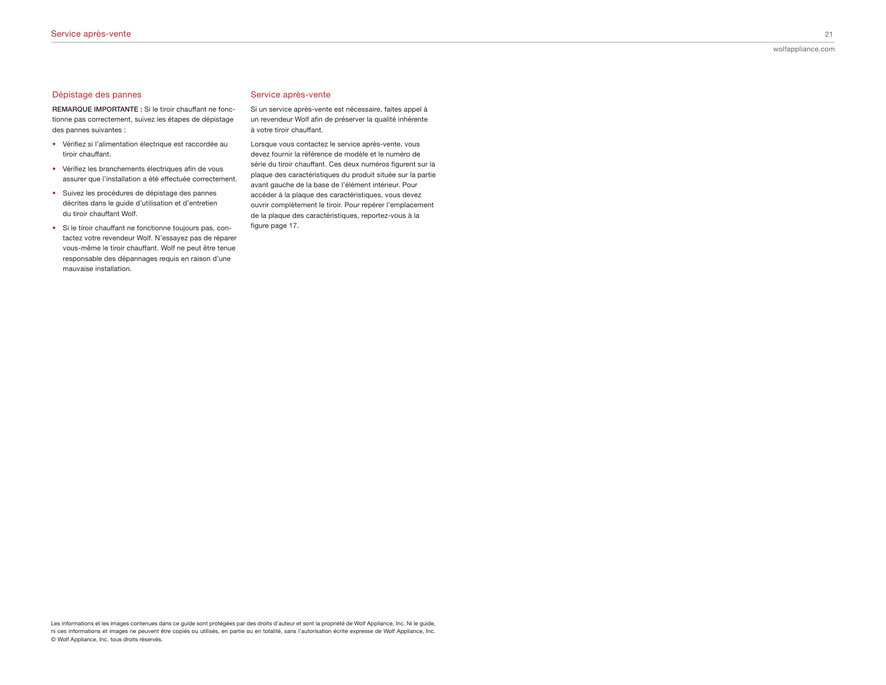## Dépistage des pannes

**REMARQUE IMPORTANTE :** Si le tiroir chauffant ne fonctionne pas correctement, suivez les étapes de dépistage des pannes suivantes :

- Vérifiez si l'alimentation électrique est raccordée au tiroir chauffant.
- Vérifiez les branchements électriques afin de vous assurer que l'installation a été effectuée correctement.
- Suivez les procédures de dépistage des pannes décrites dans le guide d'utilisation et d'entretien du tiroir chauffant Wolf.
- Si le tiroir chauffant ne fonctionne toujours pas, contactez votre revendeur Wolf. N'essayez pas de réparer vous-même le tiroir chauffant. Wolf ne peut être tenue responsable des dépannages requis en raison d'une mauvaise installation.

## Service après-vente

Si un service après-vente est nécessaire, faites appel à un revendeur Wolf afin de préserver la qualité inhérente à votre tiroir chauffant.

Lorsque vous contactez le service après-vente, vous devez fournir la référence de modèle et le numéro de série du tiroir chauffant. Ces deux numéros figurent sur la plaque des caractéristiques du produit située sur la partie avant gauche de la base de l'élément intérieur. Pour accéder à la plaque des caractéristiques, vous devez ouvrir complètement le tiroir. Pour repérer l'emplacement de la plaque des caractéristiques, reportez-vous à la figure page 17.

Les informations et les images contenues dans ce guide sont protégées par des droits d'auteur et sont la propriété de Wolf Appliance, Inc. Ni le guide, ni ces informations et images ne peuvent être copiés ou utilisés, en partie ou en totalité, sans l'autorisation écrite expresse de Wolf Appliance, Inc. © Wolf Appliance, Inc. tous droits réservés.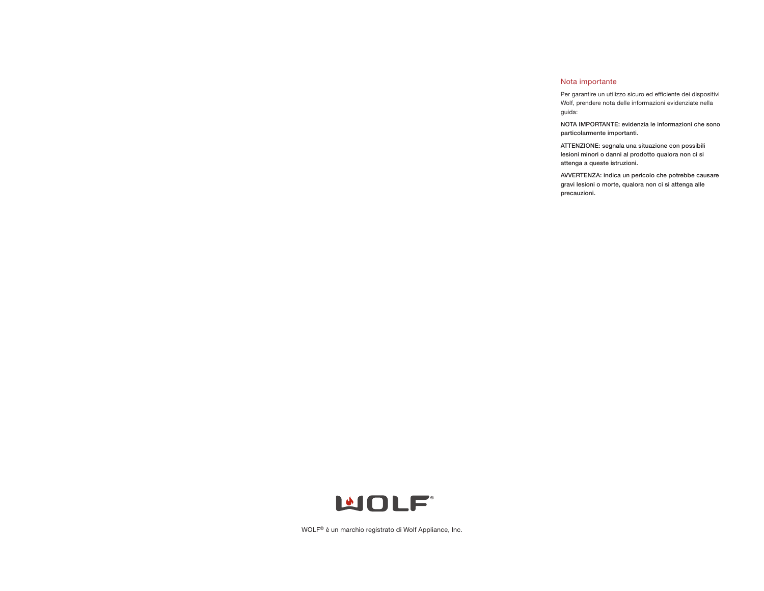## Nota importante

Per garantire un utilizzo sicuro ed efficiente dei dispositivi Wolf, prendere nota delle informazioni evidenziate nella guida:

**NOTA IMPORTANTE: evidenzia le informazioni che sono particolarmente importanti.**

**ATTENZIONE: segnala una situazione con possibili lesioni minori o danni al prodotto qualora non ci si attenga a queste istruzioni.**

**AVVERTENZA: indica un pericolo che potrebbe causare gravi lesioni o morte, qualora non ci si attenga alle precauzioni.**

WOLF® è un marchio registrato di Wolf Appliance, Inc.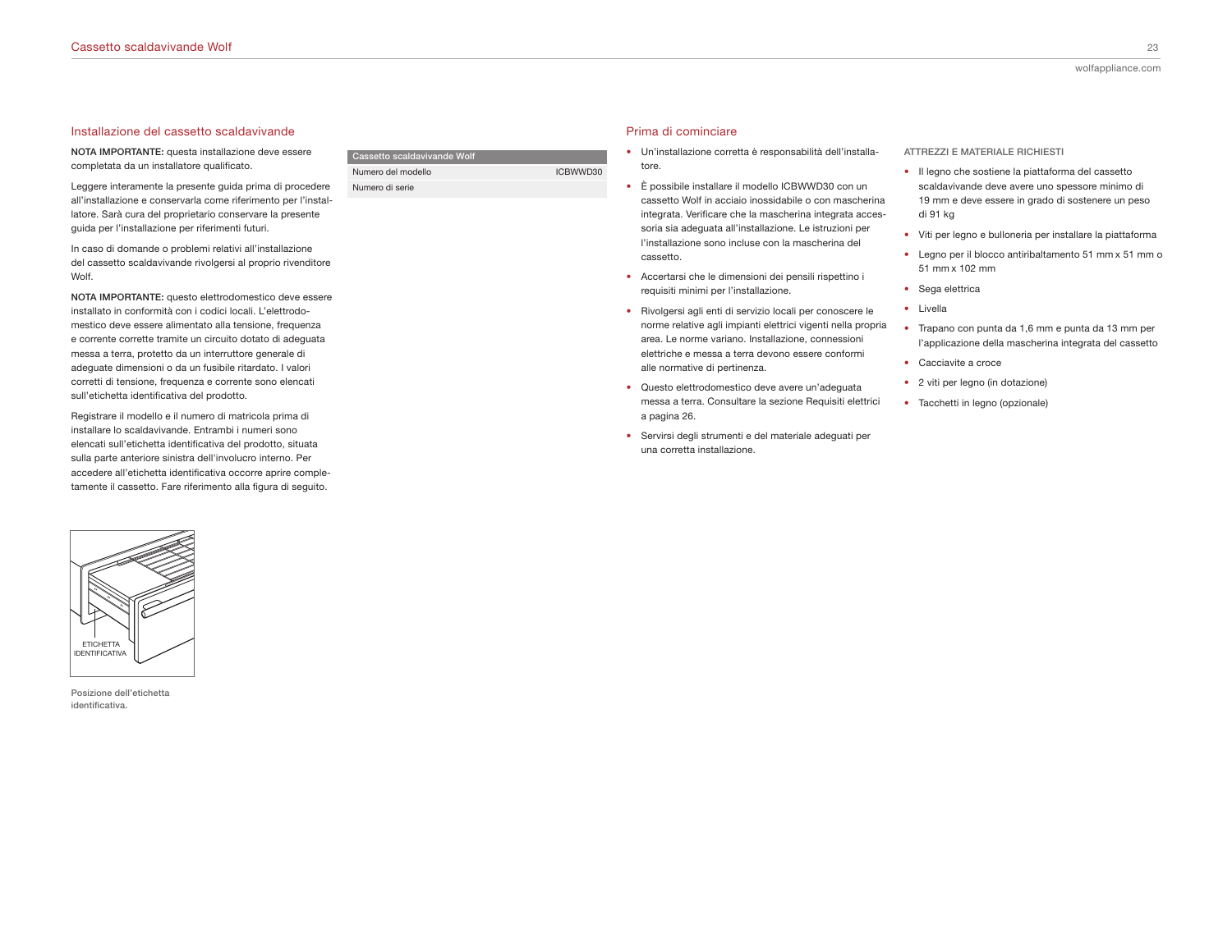## Installazione del cassetto scaldavivande

**NOTA IMPORTANTE:** questa installazione deve essere completata da un installatore qualificato.

Leggere interamente la presente guida prima di procedere all'installazione e conservarla come riferimento per l'installatore. Sarà cura del proprietario conservare la presente guida per l'installazione per riferimenti futuri.

In caso di domande o problemi relativi all'installazione del cassetto scaldavivande rivolgersi al proprio rivenditore Wolf.

**NOTA IMPORTANTE:** questo elettrodomestico deve essere installato in conformità con i codici locali. L'elettrodomestico deve essere alimentato alla tensione, frequenza e corrente corrette tramite un circuito dotato di adeguata messa a terra, protetto da un interruttore generale di adeguate dimensioni o da un fusibile ritardato. I valori corretti di tensione, frequenza e corrente sono elencati sull'etichetta identificativa del prodotto.

Registrare il modello e il numero di matricola prima di installare lo scaldavivande. Entrambi i numeri sono elencati sull'etichetta identificativa del prodotto, situata sulla parte anteriore sinistra dell'involucro interno. Per accedere all'etichetta identificativa occorre aprire completamente il cassetto. Fare riferimento alla figura di seguito.

| Cassetto scaldavivande Wolf | |
|---|---|
| Numero del modello | ICBWWD30 |
| Numero di serie | |

ETICHETTA IDENTIFICATIVA

Posizione dell'etichetta identificativa.

## Prima di cominciare

- Un'installazione corretta è responsabilità dell'installatore.
- È possibile installare il modello ICBWWD30 con un cassetto Wolf in acciaio inossidabile o con mascherina integrata. Verificare che la mascherina integrata accessoria sia adeguata all'installazione. Le istruzioni per l'installazione sono incluse con la mascherina del cassetto.
- Accertarsi che le dimensioni dei pensili rispettino i requisiti minimi per l'installazione.
- Rivolgersi agli enti di servizio locali per conoscere le norme relative agli impianti elettrici vigenti nella propria area. Le norme variano. Installazione, connessioni elettriche e messa a terra devono essere conformi alle normative di pertinenza.
- Questo elettrodomestico deve avere un'adeguata messa a terra. Consultare la sezione Requisiti elettrici a pagina 26.
- Servirsi degli strumenti e del materiale adeguati per una corretta installazione.

### ATTREZZI E MATERIALE RICHIESTI

- Il legno che sostiene la piattaforma del cassetto scaldavivande deve avere uno spessore minimo di 19 mm e deve essere in grado di sostenere un peso di 91 kg
- Viti per legno e bulloneria per installare la piattaforma
- Legno per il blocco antiribaltamento 51 mm x 51 mm o 51 mm x 102 mm
- Sega elettrica
- Livella
- Trapano con punta da 1,6 mm e punta da 13 mm per l'applicazione della mascherina integrata del cassetto
- Cacciavite a croce
- 2 viti per legno (in dotazione)
- Tacchetti in legno (opzionale)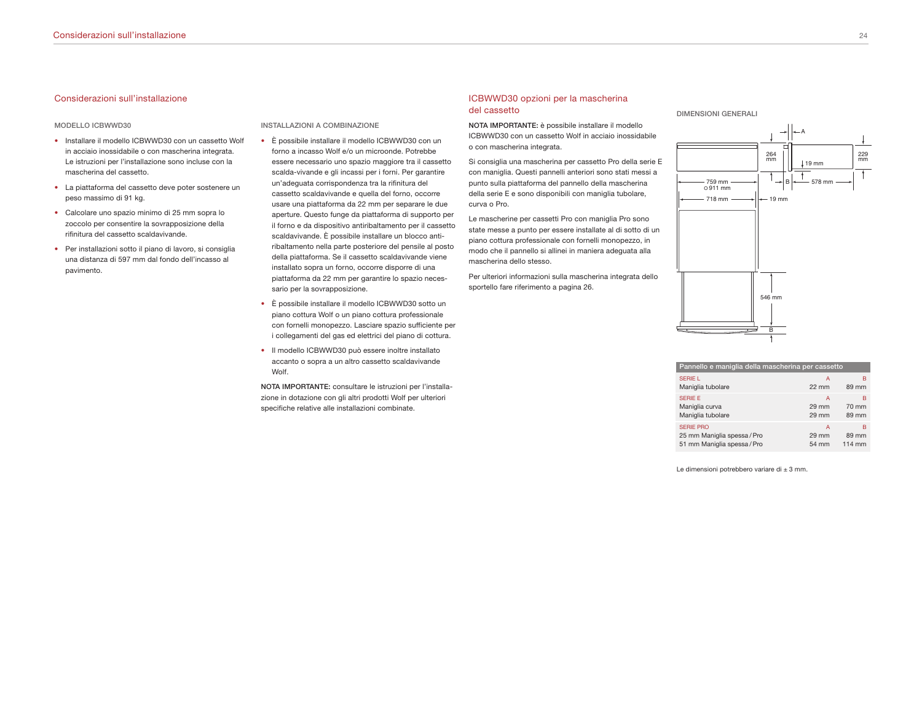## Considerazioni sull'installazione

#### MODELLO ICBWWD30

- Installare il modello ICBWWD30 con un cassetto Wolf in acciaio inossidabile o con mascherina integrata. Le istruzioni per l'installazione sono incluse con la mascherina del cassetto.
- La piattaforma del cassetto deve poter sostenere un peso massimo di 91 kg.
- Calcolare uno spazio minimo di 25 mm sopra lo zoccolo per consentire la sovrapposizione della rifinitura del cassetto scaldavivande.
- Per installazioni sotto il piano di lavoro, si consiglia una distanza di 597 mm dal fondo dell'incasso al pavimento.

#### INSTALLAZIONI A COMBINAZIONE

- È possibile installare il modello ICBWWD30 con un forno a incasso Wolf e/o un microonde. Potrebbe essere necessario uno spazio maggiore tra il cassetto scalda-vivande e gli incassi per i forni. Per garantire un'adeguata corrispondenza tra la rifinitura del cassetto scaldavivande e quella del forno, occorre usare una piattaforma da 22 mm per separare le due aperture. Questo funge da piattaforma di supporto per il forno e da dispositivo antiribaltamento per il cassetto scaldavivande. È possibile installare un blocco anti-ribaltamento nella parte posteriore del pensile al posto della piattaforma. Se il cassetto scaldavivande viene installato sopra un forno, occorre disporre di una piattaforma da 22 mm per garantire lo spazio necessario per la sovrapposizione.
- È possibile installare il modello ICBWWD30 sotto un piano cottura Wolf o un piano cottura professionale con fornelli monopezzo. Lasciare spazio sufficiente per i collegamenti del gas ed elettrici del piano di cottura.
- Il modello ICBWWD30 può essere inoltre installato accanto o sopra a un altro cassetto scaldavivande Wolf.

**NOTA IMPORTANTE:** consultare le istruzioni per l'installazione in dotazione con gli altri prodotti Wolf per ulteriori specifiche relative alle installazioni combinate.

## ICBWWD30 opzioni per la mascherina del cassetto

**NOTA IMPORTANTE:** è possibile installare il modello ICBWWD30 con un cassetto Wolf in acciaio inossidabile o con mascherina integrata.

Si consiglia una mascherina per cassetto Pro della serie E con maniglia. Questi pannelli anteriori sono stati messi a punto sulla piattaforma del pannello della mascherina della serie E e sono disponibili con maniglia tubolare, curva o Pro.

Le mascherine per cassetti Pro con maniglia Pro sono state messe a punto per essere installate al di sotto di un piano cottura professionale con fornelli monopezzo, in modo che il pannello si allinei in maniera adeguata alla mascherina dello stesso.

Per ulteriori informazioni sulla mascherina integrata dello sportello fare riferimento a pagina 26.

#### DIMENSIONI GENERALI

A | 264 mm | 19 mm | 229 mm | B | 578 mm | 759 mm | O 911 mm | 718 mm | 19 mm | 546 mm | B

| Pannello e maniglia della mascherina per cassetto | | |
|---|---|---|
| SERIE L | A | B |
| Maniglia tubolare | 22 mm | 89 mm |
| SERIE E | A | B |
| Maniglia curva | 29 mm | 70 mm |
| Maniglia tubolare | 29 mm | 89 mm |
| SERIE PRO | A | B |
| 25 mm Maniglia spessa / Pro | 29 mm | 89 mm |
| 51 mm Maniglia spessa / Pro | 54 mm | 114 mm |

Le dimensioni potrebbero variare di ± 3 mm.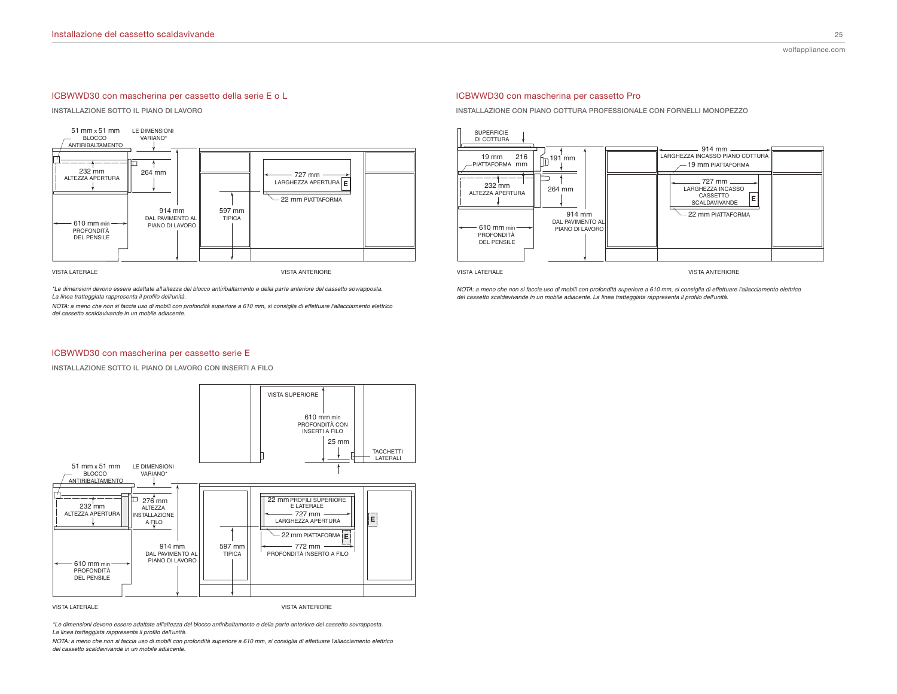## ICBWWD30 con mascherina per cassetto della serie E o L

### INSTALLAZIONE SOTTO IL PIANO DI LAVORO

51 mm x 51 mm BLOCCO ANTIRIBALTAMENTO
LE DIMENSIONI VARIANO*
232 mm ALTEZZA APERTURA
264 mm
914 mm DAL PAVIMENTO AL PIANO DI LAVORO
610 mm min PROFONDITÀ DEL PENSILE
597 mm TIPICA
727 mm LARGHEZZA APERTURA
22 mm PIATTAFORMA
E

VISTA LATERALE
VISTA ANTERIORE

*\*Le dimensioni devono essere adattate all'altezza del blocco antiribaltamento e della parte anteriore del cassetto sovrapposta. La linea tratteggiata rappresenta il profilo dell'unità.*

*NOTA: a meno che non si faccia uso di mobili con profondità superiore a 610 mm, si consiglia di effettuare l'allacciamento elettrico del cassetto scaldavivande in un mobile adiacente.*

## ICBWWD30 con mascherina per cassetto serie E

### INSTALLAZIONE SOTTO IL PIANO DI LAVORO CON INSERTI A FILO

VISTA SUPERIORE
610 mm min PROFONDITÀ CON INSERTI A FILO
25 mm
TACCHETTI LATERALI

51 mm x 51 mm BLOCCO ANTIRIBALTAMENTO
LE DIMENSIONI VARIANO*
232 mm ALTEZZA APERTURA
276 mm ALTEZZA INSTALLAZIONE A FILO
914 mm DAL PAVIMENTO AL PIANO DI LAVORO
610 mm min PROFONDITÀ DEL PENSILE
597 mm TIPICA
22 mm PROFILI SUPERIORE E LATERALE
727 mm LARGHEZZA APERTURA
22 mm PIATTAFORMA
772 mm PROFONDITÀ INSERTO A FILO
E

VISTA LATERALE
VISTA ANTERIORE

*\*Le dimensioni devono essere adattate all'altezza del blocco antiribaltamento e della parte anteriore del cassetto sovrapposta. La linea tratteggiata rappresenta il profilo dell'unità.*

*NOTA: a meno che non si faccia uso di mobili con profondità superiore a 610 mm, si consiglia di effettuare l'allacciamento elettrico del cassetto scaldavivande in un mobile adiacente.*

## ICBWWD30 con mascherina per cassetto Pro

### INSTALLAZIONE CON PIANO COTTURA PROFESSIONALE CON FORNELLI MONOPEZZO

SUPERFICIE DI COTTURA
19 mm PIATTAFORMA
216 mm
191 mm
232 mm ALTEZZA APERTURA
264 mm
914 mm DAL PAVIMENTO AL PIANO DI LAVORO
610 mm min PROFONDITÀ DEL PENSILE
914 mm LARGHEZZA INCASSO PIANO COTTURA
19 mm PIATTAFORMA
727 mm LARGHEZZA INCASSO CASSETTO SCALDAVIVANDE
22 mm PIATTAFORMA
E

VISTA LATERALE
VISTA ANTERIORE

*NOTA: a meno che non si faccia uso di mobili con profondità superiore a 610 mm, si consiglia di effettuare l'allacciamento elettrico del cassetto scaldavivande in un mobile adiacente. La linea tratteggiata rappresenta il profilo dell'unità.*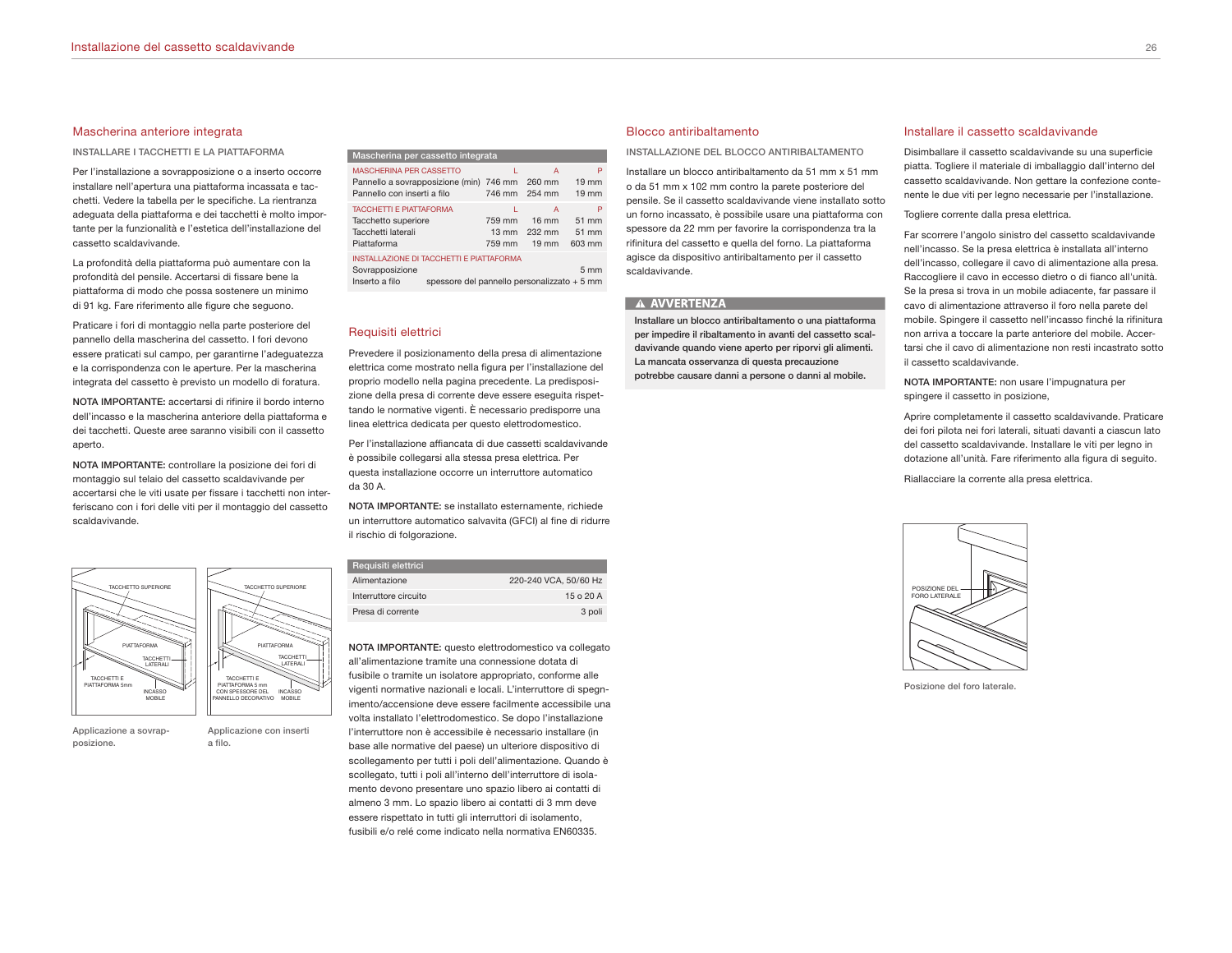## Mascherina anteriore integrata

INSTALLARE I TACCHETTI E LA PIATTAFORMA

Per l'installazione a sovrapposizione o a inserto occorre installare nell'apertura una piattaforma incassata e tacchetti. Vedere la tabella per le specifiche. La rientranza adeguata della piattaforma e dei tacchetti è molto importante per la funzionalità e l'estetica dell'installazione del cassetto scaldavivande.

La profondità della piattaforma può aumentare con la profondità del pensile. Accertarsi di fissare bene la piattaforma di modo che possa sostenere un minimo di 91 kg. Fare riferimento alle figure che seguono.

Praticare i fori di montaggio nella parte posteriore del pannello della mascherina del cassetto. I fori devono essere praticati sul campo, per garantirne l'adeguatezza e la corrispondenza con le aperture. Per la mascherina integrata del cassetto è previsto un modello di foratura.

**NOTA IMPORTANTE:** accertarsi di rifinire il bordo interno dell'incasso e la mascherina anteriore della piattaforma e dei tacchetti. Queste aree saranno visibili con il cassetto aperto.

**NOTA IMPORTANTE:** controllare la posizione dei fori di montaggio sul telaio del cassetto scaldavivande per accertarsi che le viti usate per fissare i tacchetti non interferiscano con i fori delle viti per il montaggio del cassetto scaldavivande.

Applicazione a sovrapposizione.

Applicazione con inserti a filo.

| Mascherina per cassetto integrata | | | |
|---|---|---|---|
| MASCHERINA PER CASSETTO | L | A | P |
| Pannello a sovrapposizione (min) | 746 mm | 260 mm | 19 mm |
| Pannello con inserti a filo | 746 mm | 254 mm | 19 mm |
| TACCHETTI E PIATTAFORMA | L | A | P |
| Tacchetto superiore | 759 mm | 16 mm | 51 mm |
| Tacchetti laterali | 13 mm | 232 mm | 51 mm |
| Piattaforma | 759 mm | 19 mm | 603 mm |
| INSTALLAZIONE DI TACCHETTI E PIATTAFORMA | | | |
| Sovrapposizione | | | 5 mm |
| Inserto a filo | spessore del pannello personalizzato + 5 mm | | |

## Requisiti elettrici

Prevedere il posizionamento della presa di alimentazione elettrica come mostrato nella figura per l'installazione del proprio modello nella pagina precedente. La predisposizione della presa di corrente deve essere eseguita rispettando le normative vigenti. È necessario predisporre una linea elettrica dedicata per questo elettrodomestico.

Per l'installazione affiancata di due cassetti scaldavivande è possibile collegarsi alla stessa presa elettrica. Per questa installazione occorre un interruttore automatico da 30 A.

**NOTA IMPORTANTE:** se installato esternamente, richiede un interruttore automatico salvavita (GFCI) al fine di ridurre il rischio di folgorazione.

| Requisiti elettrici | |
|---|---|
| Alimentazione | 220-240 VCA, 50/60 Hz |
| Interruttore circuito | 15 o 20 A |
| Presa di corrente | 3 poli |

**NOTA IMPORTANTE:** questo elettrodomestico va collegato all'alimentazione tramite una connessione dotata di fusibile o tramite un isolatore appropriato, conforme alle vigenti normative nazionali e locali. L'interruttore di spegnimento/accensione deve essere facilmente accessibile una volta installato l'elettrodomestico. Se dopo l'installazione l'interruttore non è accessibile è necessario installare (in base alle normative del paese) un ulteriore dispositivo di scollegamento per tutti i poli dell'alimentazione. Quando è scollegato, tutti i poli all'interno dell'interruttore di isolamento devono presentare uno spazio libero ai contatti di almeno 3 mm. Lo spazio libero ai contatti di 3 mm deve essere rispettato in tutti gli interruttori di isolamento, fusibili e/o relé come indicato nella normativa EN60335.

## Blocco antiribaltamento

INSTALLAZIONE DEL BLOCCO ANTIRIBALTAMENTO

Installare un blocco antiribaltamento da 51 mm x 51 mm o da 51 mm x 102 mm contro la parete posteriore del pensile. Se il cassetto scaldavivande viene installato sotto un forno incassato, è possibile usare una piattaforma con spessore da 22 mm per favorire la corrispondenza tra la rifinitura del cassetto e quella del forno. La piattaforma agisce da dispositivo antiribaltamento per il cassetto scaldavivande.

**⚠ AVVERTENZA**

**Installare un blocco antiribaltamento o una piattaforma per impedire il ribaltamento in avanti del cassetto scaldavivande quando viene aperto per riporvi gli alimenti. La mancata osservanza di questa precauzione potrebbe causare danni a persone o danni al mobile.**

## Installare il cassetto scaldavivande

Disimballare il cassetto scaldavivande su una superficie piatta. Togliere il materiale di imballaggio dall'interno del cassetto scaldavivande. Non gettare la confezione contenente le due viti per legno necessarie per l'installazione.

Togliere corrente dalla presa elettrica.

Far scorrere l'angolo sinistro del cassetto scaldavivande nell'incasso. Se la presa elettrica è installata all'interno dell'incasso, collegare il cavo di alimentazione alla presa. Raccogliere il cavo in eccesso dietro o di fianco all'unità. Se la presa si trova in un mobile adiacente, far passare il cavo di alimentazione attraverso il foro nella parete del mobile. Spingere il cassetto nell'incasso finché la rifinitura non arriva a toccare la parte anteriore del mobile. Accertarsi che il cavo di alimentazione non resti incastrato sotto il cassetto scaldavivande.

**NOTA IMPORTANTE:** non usare l'impugnatura per spingere il cassetto in posizione,

Aprire completamente il cassetto scaldavivande. Praticare dei fori pilota nei fori laterali, situati davanti a ciascun lato del cassetto scaldavivande. Installare le viti per legno in dotazione all'unità. Fare riferimento alla figura di seguito.

Riallacciare la corrente alla presa elettrica.

Posizione del foro laterale.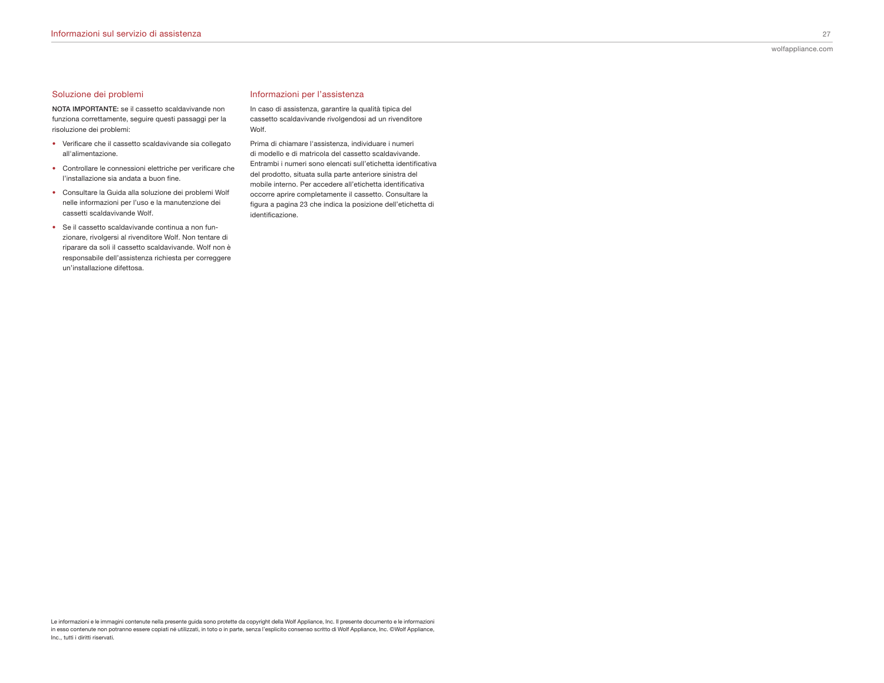## Soluzione dei problemi

**NOTA IMPORTANTE:** se il cassetto scaldavivande non funziona correttamente, seguire questi passaggi per la risoluzione dei problemi:

- Verificare che il cassetto scaldavivande sia collegato all'alimentazione.
- Controllare le connessioni elettriche per verificare che l'installazione sia andata a buon fine.
- Consultare la Guida alla soluzione dei problemi Wolf nelle informazioni per l'uso e la manutenzione dei cassetti scaldavivande Wolf.
- Se il cassetto scaldavivande continua a non funzionare, rivolgersi al rivenditore Wolf. Non tentare di riparare da soli il cassetto scaldavivande. Wolf non è responsabile dell'assistenza richiesta per correggere un'installazione difettosa.

## Informazioni per l'assistenza

In caso di assistenza, garantire la qualità tipica del cassetto scaldavivande rivolgendosi ad un rivenditore Wolf.

Prima di chiamare l'assistenza, individuare i numeri di modello e di matricola del cassetto scaldavivande. Entrambi i numeri sono elencati sull'etichetta identificativa del prodotto, situata sulla parte anteriore sinistra del mobile interno. Per accedere all'etichetta identificativa occorre aprire completamente il cassetto. Consultare la figura a pagina 23 che indica la posizione dell'etichetta di identificazione.

Le informazioni e le immagini contenute nella presente guida sono protette da copyright della Wolf Appliance, Inc. Il presente documento e le informazioni in esso contenute non potranno essere copiati né utilizzati, in toto o in parte, senza l'esplicito consenso scritto di Wolf Appliance, Inc. ©Wolf Appliance, Inc., tutti i diritti riservati.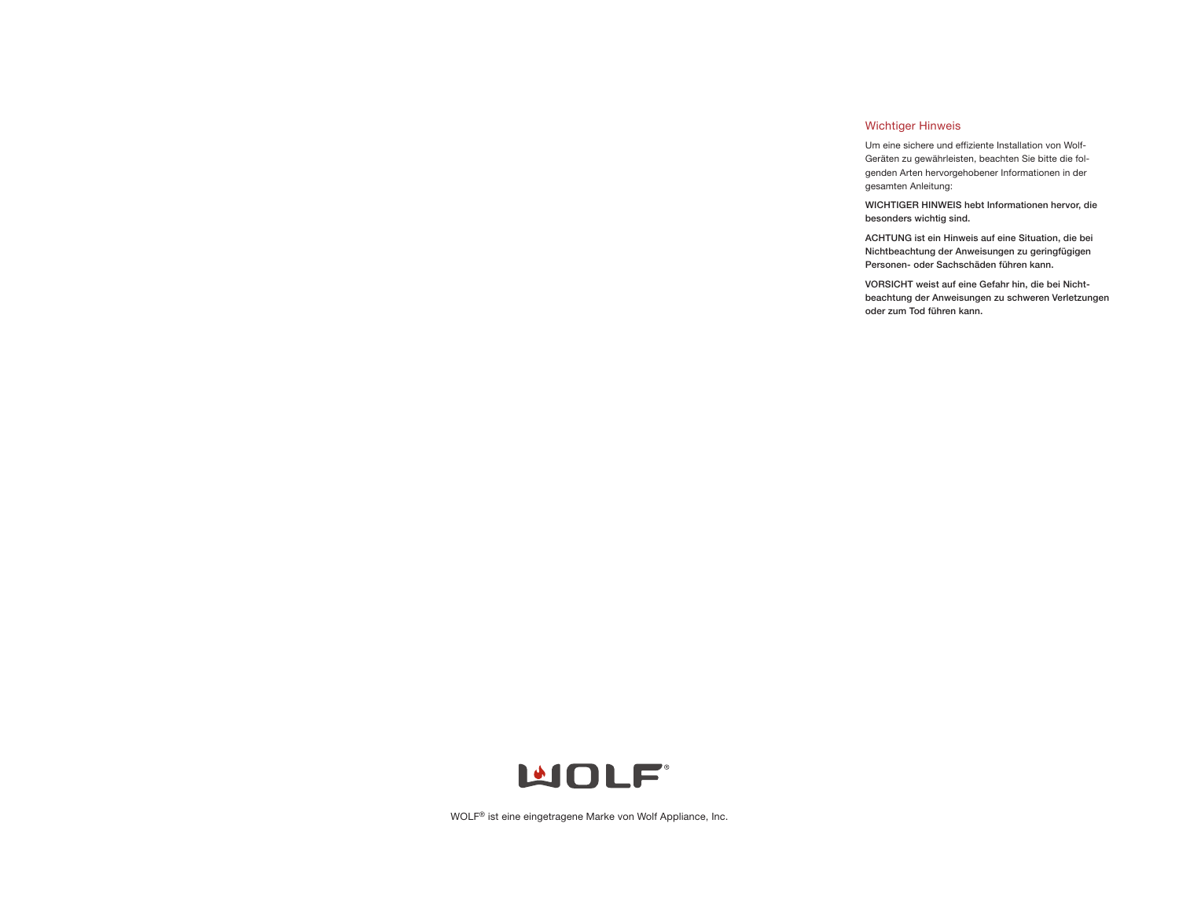## Wichtiger Hinweis

Um eine sichere und effiziente Installation von Wolf-Geräten zu gewährleisten, beachten Sie bitte die folgenden Arten hervorgehobener Informationen in der gesamten Anleitung:

**WICHTIGER HINWEIS hebt Informationen hervor, die besonders wichtig sind.**

**ACHTUNG ist ein Hinweis auf eine Situation, die bei Nichtbeachtung der Anweisungen zu geringfügigen Personen- oder Sachschäden führen kann.**

**VORSICHT weist auf eine Gefahr hin, die bei Nichtbeachtung der Anweisungen zu schweren Verletzungen oder zum Tod führen kann.**

WOLF® ist eine eingetragene Marke von Wolf Appliance, Inc.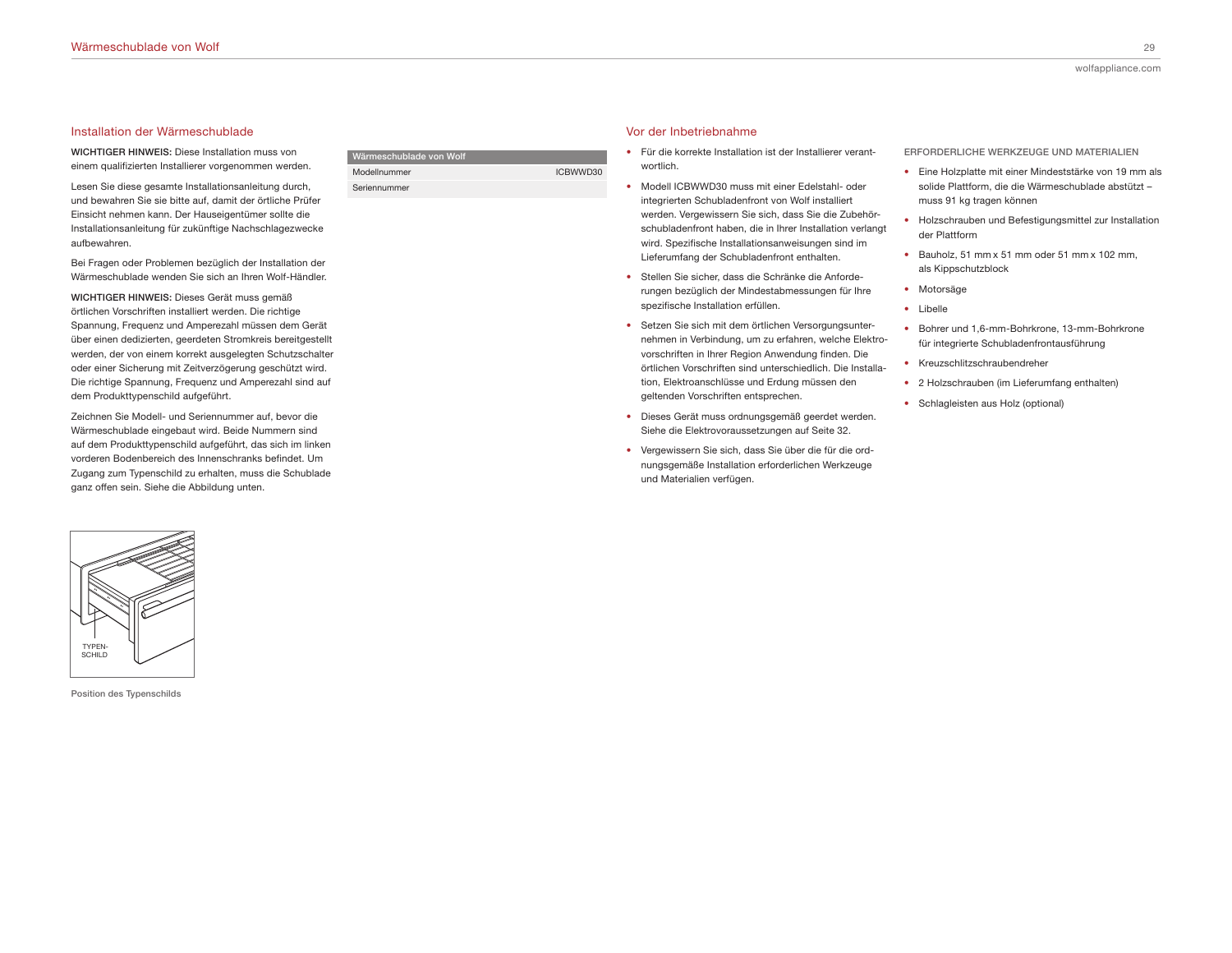## Installation der Wärmeschublade

**WICHTIGER HINWEIS:** Diese Installation muss von einem qualifizierten Installierer vorgenommen werden.

Lesen Sie diese gesamte Installationsanleitung durch, und bewahren Sie sie bitte auf, damit der örtliche Prüfer Einsicht nehmen kann. Der Hauseigentümer sollte die Installationsanleitung für zukünftige Nachschlagezwecke aufbewahren.

Bei Fragen oder Problemen bezüglich der Installation der Wärmeschublade wenden Sie sich an Ihren Wolf-Händler.

**WICHTIGER HINWEIS:** Dieses Gerät muss gemäß örtlichen Vorschriften installiert werden. Die richtige Spannung, Frequenz und Amperezahl müssen dem Gerät über einen dedizierten, geerdeten Stromkreis bereitgestellt werden, der von einem korrekt ausgelegten Schutzschalter oder einer Sicherung mit Zeitverzögerung geschützt wird. Die richtige Spannung, Frequenz und Amperezahl sind auf dem Produkttypenschild aufgeführt.

Zeichnen Sie Modell- und Seriennummer auf, bevor die Wärmeschublade eingebaut wird. Beide Nummern sind auf dem Produkttypenschild aufgeführt, das sich im linken vorderen Bodenbereich des Innenschranks befindet. Um Zugang zum Typenschild zu erhalten, muss die Schublade ganz offen sein. Siehe die Abbildung unten.

| Wärmeschublade von Wolf | |
|---|---|
| Modellnummer | ICBWWD30 |
| Seriennummer | |

TYPEN-SCHILD

Position des Typenschilds

## Vor der Inbetriebnahme

- Für die korrekte Installation ist der Installierer verantwortlich.
- Modell ICBWWD30 muss mit einer Edelstahl- oder integrierten Schubladenfront von Wolf installiert werden. Vergewissern Sie sich, dass Sie die Zubehörschubladenfront haben, die in Ihrer Installation verlangt wird. Spezifische Installationsanweisungen sind im Lieferumfang der Schubladenfront enthalten.
- Stellen Sie sicher, dass die Schränke die Anforderungen bezüglich der Mindestabmessungen für Ihre spezifische Installation erfüllen.
- Setzen Sie sich mit dem örtlichen Versorgungsunternehmen in Verbindung, um zu erfahren, welche Elektrovorschriften in Ihrer Region Anwendung finden. Die örtlichen Vorschriften sind unterschiedlich. Die Installation, Elektroanschlüsse und Erdung müssen den geltenden Vorschriften entsprechen.
- Dieses Gerät muss ordnungsgemäß geerdet werden. Siehe die Elektrovoraussetzungen auf Seite 32.
- Vergewissern Sie sich, dass Sie über die für die ordnungsgemäße Installation erforderlichen Werkzeuge und Materialien verfügen.

### ERFORDERLICHE WERKZEUGE UND MATERIALIEN

- Eine Holzplatte mit einer Mindeststärke von 19 mm als solide Plattform, die die Wärmeschublade abstützt – muss 91 kg tragen können
- Holzschrauben und Befestigungsmittel zur Installation der Plattform
- Bauholz, 51 mm x 51 mm oder 51 mm x 102 mm, als Kippschutzblock
- Motorsäge
- Libelle
- Bohrer und 1,6-mm-Bohrkrone, 13-mm-Bohrkrone für integrierte Schubladenfrontausführung
- Kreuzschlitzschraubendreher
- 2 Holzschrauben (im Lieferumfang enthalten)
- Schlagleisten aus Holz (optional)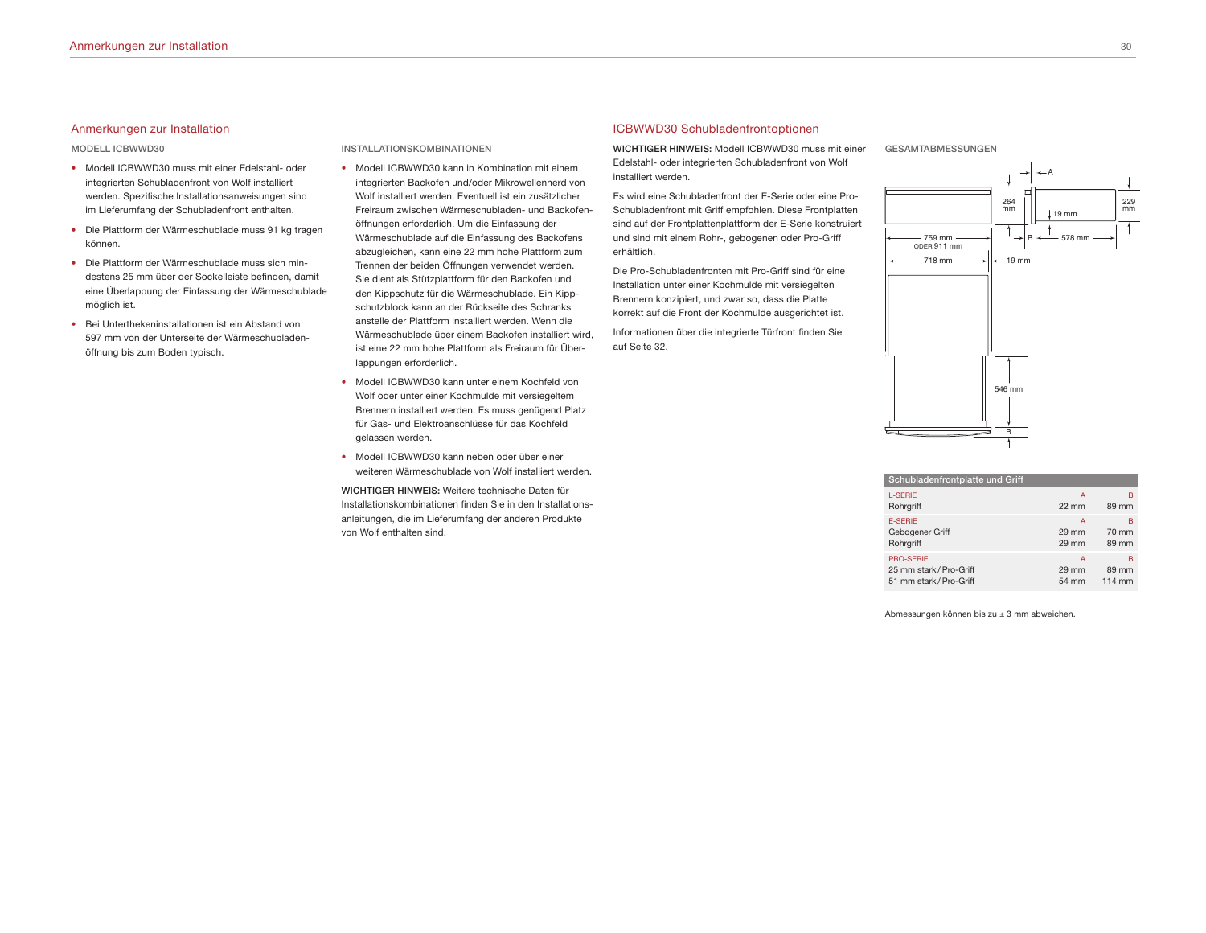## Anmerkungen zur Installation

MODELL ICBWWD30

- Modell ICBWWD30 muss mit einer Edelstahl- oder integrierten Schubladenfront von Wolf installiert werden. Spezifische Installationsanweisungen sind im Lieferumfang der Schubladenfront enthalten.
- Die Plattform der Wärmeschublade muss 91 kg tragen können.
- Die Plattform der Wärmeschublade muss sich mindestens 25 mm über der Sockelleiste befinden, damit eine Überlappung der Einfassung der Wärmeschublade möglich ist.
- Bei Unterthekeninstallationen ist ein Abstand von 597 mm von der Unterseite der Wärmeschubladenöffnung bis zum Boden typisch.

INSTALLATIONSKOMBINATIONEN

- Modell ICBWWD30 kann in Kombination mit einem integrierten Backofen und/oder Mikrowellenherd von Wolf installiert werden. Eventuell ist ein zusätzlicher Freiraum zwischen Wärmeschubladen- und Backofenöffnungen erforderlich. Um die Einfassung der Wärmeschublade auf die Einfassung des Backofens abzugleichen, kann eine 22 mm hohe Plattform zum Trennen der beiden Öffnungen verwendet werden. Sie dient als Stützplattform für den Backofen und den Kippschutz für die Wärmeschublade. Ein Kippschutzblock kann an der Rückseite des Schranks anstelle der Plattform installiert werden. Wenn die Wärmeschublade über einem Backofen installiert wird, ist eine 22 mm hohe Plattform als Freiraum für Überlappungen erforderlich.
- Modell ICBWWD30 kann unter einem Kochfeld von Wolf oder unter einer Kochmulde mit versiegeltem Brennern installiert werden. Es muss genügend Platz für Gas- und Elektroanschlüsse für das Kochfeld gelassen werden.
- Modell ICBWWD30 kann neben oder über einer weiteren Wärmeschublade von Wolf installiert werden.

**WICHTIGER HINWEIS:** Weitere technische Daten für Installationskombinationen finden Sie in den Installationsanleitungen, die im Lieferumfang der anderen Produkte von Wolf enthalten sind.

## ICBWWD30 Schubladenfrontoptionen

**WICHTIGER HINWEIS:** Modell ICBWWD30 muss mit einer Edelstahl- oder integrierten Schubladenfront von Wolf installiert werden.

Es wird eine Schubladenfront der E-Serie oder eine Pro-Schubladenfront mit Griff empfohlen. Diese Frontplatten sind auf der Frontplattenplattform der E-Serie konstruiert und sind mit einem Rohr-, gebogenen oder Pro-Griff erhältlich.

Die Pro-Schubladenfronten mit Pro-Griff sind für eine Installation unter einer Kochmulde mit versiegelten Brennern konzipiert, und zwar so, dass die Platte korrekt auf die Front der Kochmulde ausgerichtet ist.

Informationen über die integrierte Türfront finden Sie auf Seite 32.

GESAMTABMESSUNGEN

A; 264 mm; 229 mm; 19 mm; B; 578 mm; 759 mm ODER 911 mm; 718 mm; 19 mm; 546 mm; B

| Schubladenfrontplatte und Griff | | |
|---|---|---|
| L-SERIE | A | B |
| Rohrgriff | 22 mm | 89 mm |
| E-SERIE | A | B |
| Gebogener Griff | 29 mm | 70 mm |
| Rohrgriff | 29 mm | 89 mm |
| PRO-SERIE | A | B |
| 25 mm stark / Pro-Griff | 29 mm | 89 mm |
| 51 mm stark / Pro-Griff | 54 mm | 114 mm |

Abmessungen können bis zu ± 3 mm abweichen.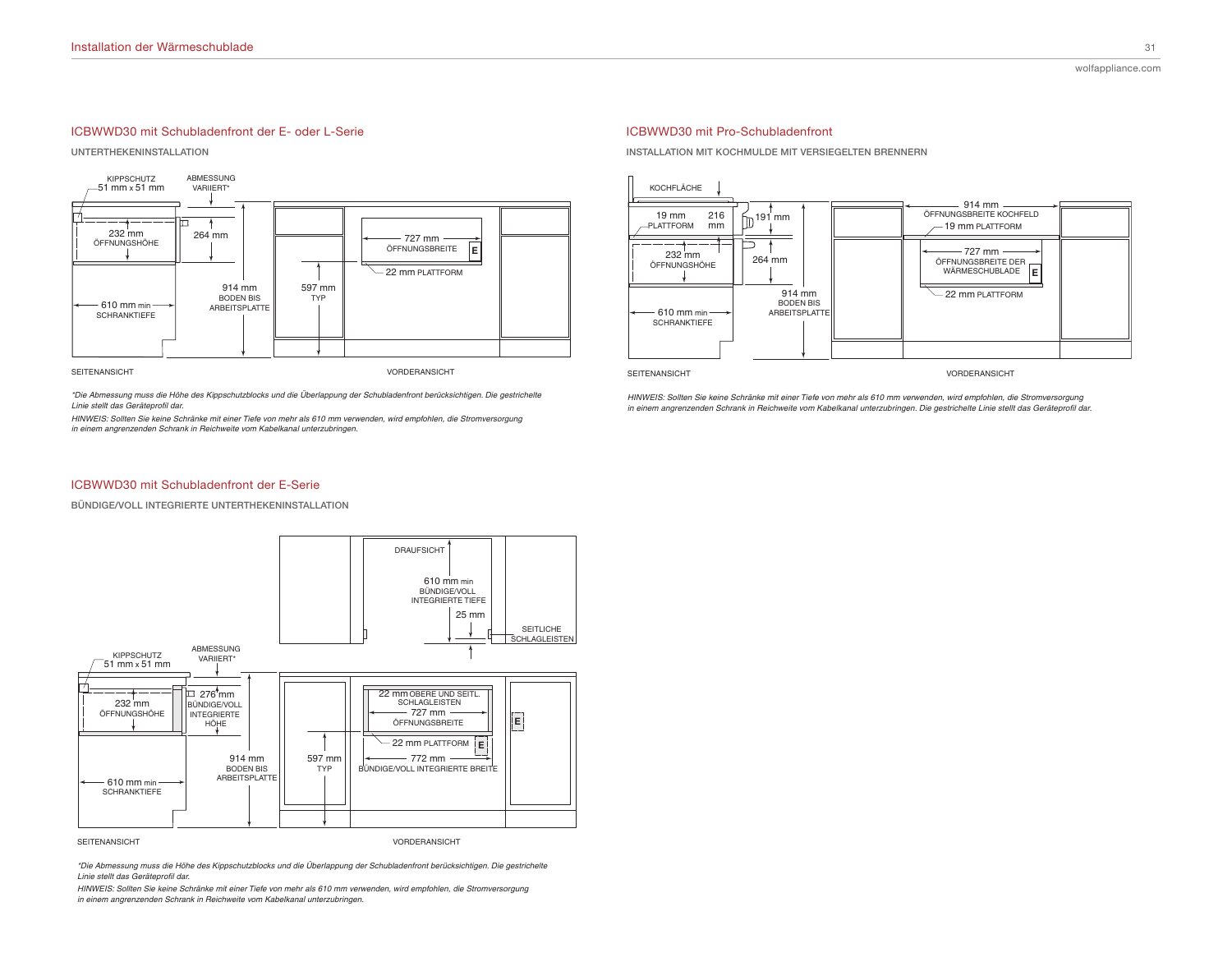## ICBWWD30 mit Schubladenfront der E- oder L-Serie

### UNTERTHEKENINSTALLATION

KIPPSCHUTZ 51 mm x 51 mm

ABMESSUNG VARIIERT*

232 mm ÖFFNUNGSHÖHE

264 mm

610 mm min SCHRANKTIEFE

914 mm BODEN BIS ARBEITSPLATTE

597 mm TYP

727 mm ÖFFNUNGSBREITE

22 mm PLATTFORM

SEITENANSICHT

VORDERANSICHT

*\*Die Abmessung muss die Höhe des Kippschutzblocks und die Überlappung der Schubladenfront berücksichtigen. Die gestrichelte Linie stellt das Geräteprofil dar.*

*HINWEIS: Sollten Sie keine Schränke mit einer Tiefe von mehr als 610 mm verwenden, wird empfohlen, die Stromversorgung in einem angrenzenden Schrank in Reichweite vom Kabelkanal unterzubringen.*

## ICBWWD30 mit Pro-Schubladenfront

### INSTALLATION MIT KOCHMULDE MIT VERSIEGELTEN BRENNERN

KOCHFLÄCHE

19 mm PLATTFORM

216 mm

191 mm

232 mm ÖFFNUNGSHÖHE

264 mm

610 mm min SCHRANKTIEFE

914 mm BODEN BIS ARBEITSPLATTE

914 mm ÖFFNUNGSBREITE KOCHFELD

19 mm PLATTFORM

727 mm ÖFFNUNGSBREITE DER WÄRMESCHUBLADE

22 mm PLATTFORM

SEITENANSICHT

VORDERANSICHT

*HINWEIS: Sollten Sie keine Schränke mit einer Tiefe von mehr als 610 mm verwenden, wird empfohlen, die Stromversorgung in einem angrenzenden Schrank in Reichweite vom Kabelkanal unterzubringen. Die gestrichelte Linie stellt das Geräteprofil dar.*

## ICBWWD30 mit Schubladenfront der E-Serie

### BÜNDIGE/VOLL INTEGRIERTE UNTERTHEKENINSTALLATION

DRAUFSICHT

610 mm min BÜNDIGE/VOLL INTEGRIERTE TIEFE

25 mm

SEITLICHE SCHLAGLEISTEN

KIPPSCHUTZ 51 mm x 51 mm

ABMESSUNG VARIIERT*

232 mm ÖFFNUNGSHÖHE

276 mm BÜNDIGE/VOLL INTEGRIERTE HÖHE

610 mm min SCHRANKTIEFE

914 mm BODEN BIS ARBEITSPLATTE

597 mm TYP

22 mm OBERE UND SEITL. SCHLAGLEISTEN

727 mm ÖFFNUNGSBREITE

22 mm PLATTFORM

772 mm BÜNDIGE/VOLL INTEGRIERTE BREITE

SEITENANSICHT

VORDERANSICHT

*\*Die Abmessung muss die Höhe des Kippschutzblocks und die Überlappung der Schubladenfront berücksichtigen. Die gestrichelte Linie stellt das Geräteprofil dar.*

*HINWEIS: Sollten Sie keine Schränke mit einer Tiefe von mehr als 610 mm verwenden, wird empfohlen, die Stromversorgung in einem angrenzenden Schrank in Reichweite vom Kabelkanal unterzubringen.*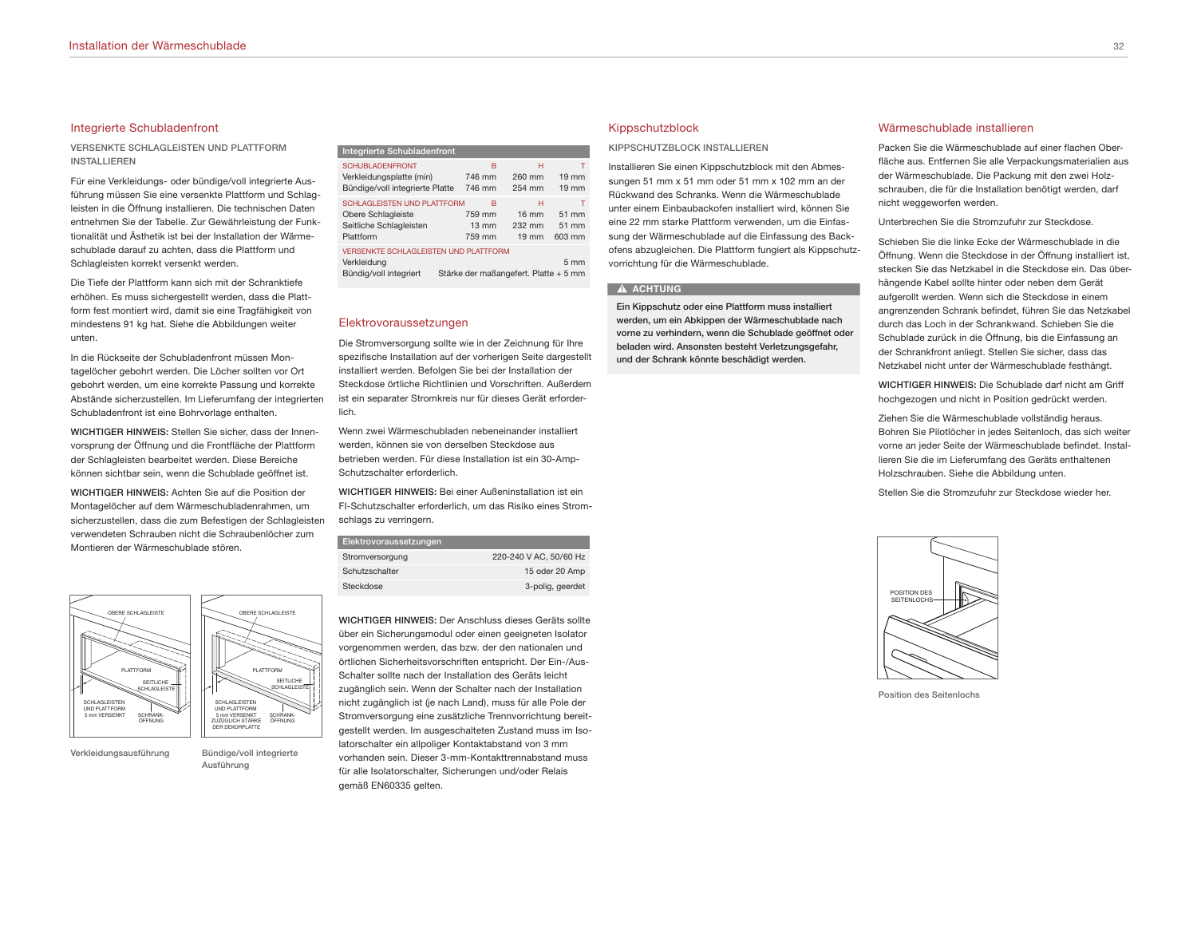## Integrierte Schubladenfront

### VERSENKTE SCHLAGLEISTEN UND PLATTFORM INSTALLIEREN

Für eine Verkleidungs- oder bündige/voll integrierte Ausführung müssen Sie eine versenkte Plattform und Schlagleisten in die Öffnung installieren. Die technischen Daten entnehmen Sie der Tabelle. Zur Gewährleistung der Funktionalität und Ästhetik ist bei der Installation der Wärmeschublade darauf zu achten, dass die Plattform und Schlagleisten korrekt versenkt werden.

Die Tiefe der Plattform kann sich mit der Schranktiefe erhöhen. Es muss sichergestellt werden, dass die Plattform fest montiert wird, damit sie eine Tragfähigkeit von mindestens 91 kg hat. Siehe die Abbildungen weiter unten.

In die Rückseite der Schubladenfront müssen Montagelöcher gebohrt werden. Die Löcher sollten vor Ort gebohrt werden, um eine korrekte Passung und korrekte Abstände sicherzustellen. Im Lieferumfang der integrierten Schubladenfront ist eine Bohrvorlage enthalten.

**WICHTIGER HINWEIS:** Stellen Sie sicher, dass der Innenvorsprung der Öffnung und die Frontfläche der Plattform der Schlagleisten bearbeitet werden. Diese Bereiche können sichtbar sein, wenn die Schublade geöffnet ist.

**WICHTIGER HINWEIS:** Achten Sie auf die Position der Montagelöcher auf dem Wärmeschubladenrahmen, um sicherzustellen, dass die zum Befestigen der Schlagleisten verwendeten Schrauben nicht die Schraubenlöcher zum Montieren der Wärmeschublade stören.

Verkleidungsausführung

Bündige/voll integrierte Ausführung

| Integrierte Schubladenfront | | | |
|---|---|---|---|
| SCHUBLADENFRONT | B | H | T |
| Verkleidungsplatte (min) | 746 mm | 260 mm | 19 mm |
| Bündige/voll integrierte Platte | 746 mm | 254 mm | 19 mm |
| SCHLAGLEISTEN UND PLATTFORM | B | H | T |
| Obere Schlagleiste | 759 mm | 16 mm | 51 mm |
| Seitliche Schlagleisten | 13 mm | 232 mm | 51 mm |
| Plattform | 759 mm | 19 mm | 603 mm |
| VERSENKTE SCHLAGLEISTEN UND PLATTFORM | | | |
| Verkleidung | | | 5 mm |
| Bündig/voll integriert | Stärke der maßangefert. Platte + 5 mm | | |

## Elektrovoraussetzungen

Die Stromversorgung sollte wie in der Zeichnung für Ihre spezifische Installation auf der vorherigen Seite dargestellt installiert werden. Befolgen Sie bei der Installation der Steckdose örtliche Richtlinien und Vorschriften. Außerdem ist ein separater Stromkreis nur für dieses Gerät erforderlich.

Wenn zwei Wärmeschubladen nebeneinander installiert werden, können sie von derselben Steckdose aus betrieben werden. Für diese Installation ist ein 30-Amp-Schutzschalter erforderlich.

**WICHTIGER HINWEIS:** Bei einer Außeninstallation ist ein FI-Schutzschalter erforderlich, um das Risiko eines Stromschlags zu verringern.

| Elektrovoraussetzungen | |
|---|---|
| Stromversorgung | 220-240 V AC, 50/60 Hz |
| Schutzschalter | 15 oder 20 Amp |
| Steckdose | 3-polig, geerdet |

**WICHTIGER HINWEIS:** Der Anschluss dieses Geräts sollte über ein Sicherungsmodul oder einen geeigneten Isolator vorgenommen werden, das bzw. der den nationalen und örtlichen Sicherheitsvorschriften entspricht. Der Ein-/Aus-Schalter sollte nach der Installation des Geräts leicht zugänglich sein. Wenn der Schalter nach der Installation nicht zugänglich ist (je nach Land), muss für alle Pole der Stromversorgung eine zusätzliche Trennvorrichtung bereitgestellt werden. Im ausgeschalteten Zustand muss im Isolatorschalter ein allpoliger Kontaktabstand von 3 mm vorhanden sein. Dieser 3-mm-Kontakttrennabstand muss für alle Isolatorschalter, Sicherungen und/oder Relais gemäß EN60335 gelten.

## Kippschutzblock

### KIPPSCHUTZBLOCK INSTALLIEREN

Installieren Sie einen Kippschutzblock mit den Abmessungen 51 mm x 51 mm oder 51 mm x 102 mm an der Rückwand des Schranks. Wenn die Wärmeschublade unter einem Einbaubackofen installiert wird, können Sie eine 22 mm starke Plattform verwenden, um die Einfassung der Wärmeschublade auf die Einfassung des Backofens abzugleichen. Die Plattform fungiert als Kippschutzvorrichtung für die Wärmeschublade.

**⚠ ACHTUNG**

**Ein Kippschutz oder eine Plattform muss installiert werden, um ein Abkippen der Wärmeschublade nach vorne zu verhindern, wenn die Schublade geöffnet oder beladen wird. Ansonsten besteht Verletzungsgefahr, und der Schrank könnte beschädigt werden.**

## Wärmeschublade installieren

Packen Sie die Wärmeschublade auf einer flachen Oberfläche aus. Entfernen Sie alle Verpackungsmaterialien aus der Wärmeschublade. Die Packung mit den zwei Holzschrauben, die für die Installation benötigt werden, darf nicht weggeworfen werden.

Unterbrechen Sie die Stromzufuhr zur Steckdose.

Schieben Sie die linke Ecke der Wärmeschublade in die Öffnung. Wenn die Steckdose in der Öffnung installiert ist, stecken Sie das Netzkabel in die Steckdose ein. Das überhängende Kabel sollte hinter oder neben dem Gerät aufgerollt werden. Wenn sich die Steckdose in einem angrenzenden Schrank befindet, führen Sie das Netzkabel durch das Loch in der Schrankwand. Schieben Sie die Schublade zurück in die Öffnung, bis die Einfassung an der Schrankfront anliegt. Stellen Sie sicher, dass das Netzkabel nicht unter der Wärmeschublade festhängt.

**WICHTIGER HINWEIS:** Die Schublade darf nicht am Griff hochgezogen und nicht in Position gedrückt werden.

Ziehen Sie die Wärmeschublade vollständig heraus. Bohren Sie Pilotlöcher in jedes Seitenloch, das sich weiter vorne an jeder Seite der Wärmeschublade befindet. Installieren Sie die im Lieferumfang des Geräts enthaltenen Holzschrauben. Siehe die Abbildung unten.

Stellen Sie die Stromzufuhr zur Steckdose wieder her.

Position des Seitenlochs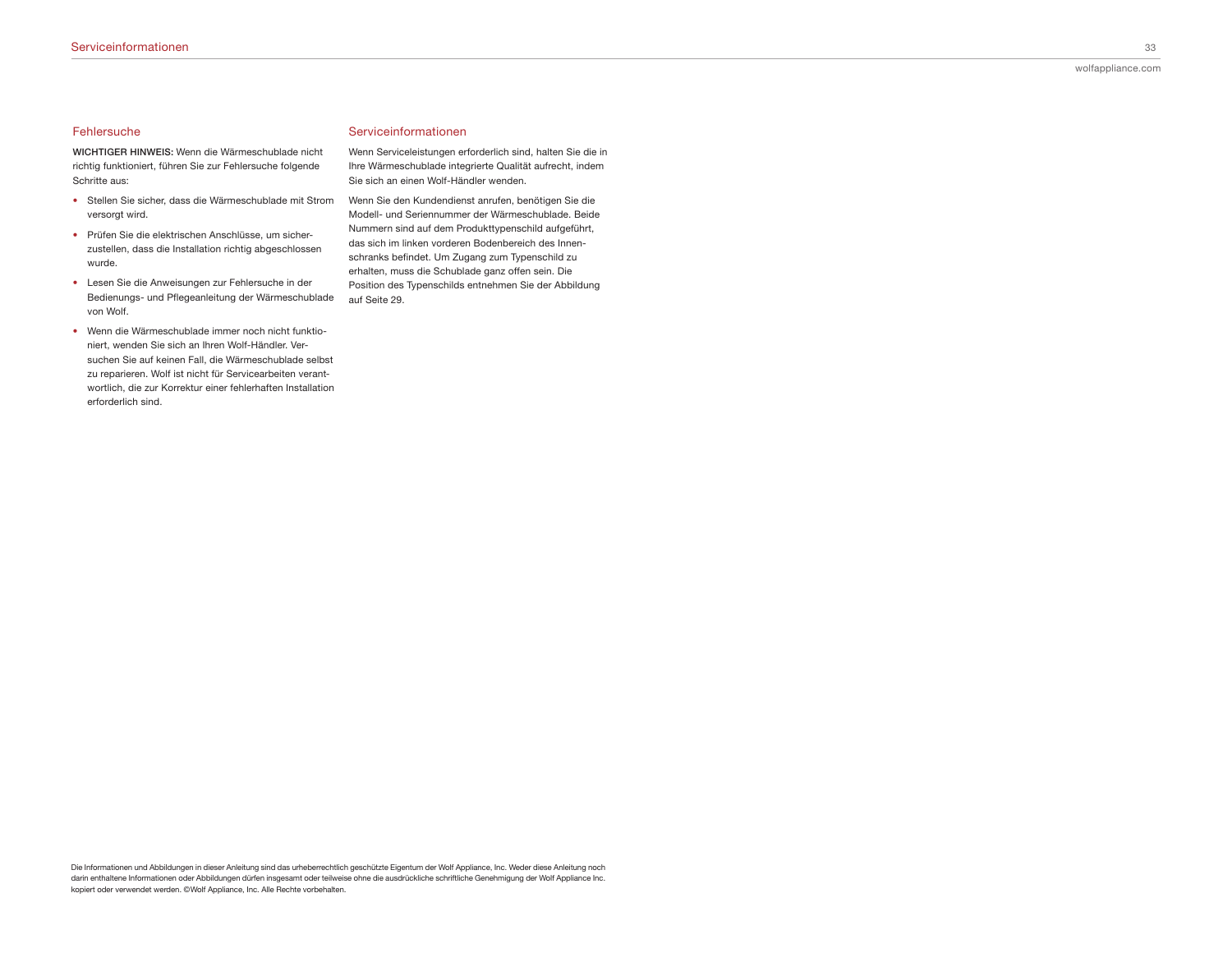## Fehlersuche

**WICHTIGER HINWEIS:** Wenn die Wärmeschublade nicht richtig funktioniert, führen Sie zur Fehlersuche folgende Schritte aus:

- Stellen Sie sicher, dass die Wärmeschublade mit Strom versorgt wird.
- Prüfen Sie die elektrischen Anschlüsse, um sicherzustellen, dass die Installation richtig abgeschlossen wurde.
- Lesen Sie die Anweisungen zur Fehlersuche in der Bedienungs- und Pflegeanleitung der Wärmeschublade von Wolf.
- Wenn die Wärmeschublade immer noch nicht funktioniert, wenden Sie sich an Ihren Wolf-Händler. Versuchen Sie auf keinen Fall, die Wärmeschublade selbst zu reparieren. Wolf ist nicht für Servicearbeiten verantwortlich, die zur Korrektur einer fehlerhaften Installation erforderlich sind.

## Serviceinformationen

Wenn Serviceleistungen erforderlich sind, halten Sie die in Ihre Wärmeschublade integrierte Qualität aufrecht, indem Sie sich an einen Wolf-Händler wenden.

Wenn Sie den Kundendienst anrufen, benötigen Sie die Modell- und Seriennummer der Wärmeschublade. Beide Nummern sind auf dem Produkttypenschild aufgeführt, das sich im linken vorderen Bodenbereich des Innenschranks befindet. Um Zugang zum Typenschild zu erhalten, muss die Schublade ganz offen sein. Die Position des Typenschilds entnehmen Sie der Abbildung auf Seite 29.

Die Informationen und Abbildungen in dieser Anleitung sind das urheberrechtlich geschützte Eigentum der Wolf Appliance, Inc. Weder diese Anleitung noch darin enthaltene Informationen oder Abbildungen dürfen insgesamt oder teilweise ohne die ausdrückliche schriftliche Genehmigung der Wolf Appliance Inc. kopiert oder verwendet werden. ©Wolf Appliance, Inc. Alle Rechte vorbehalten.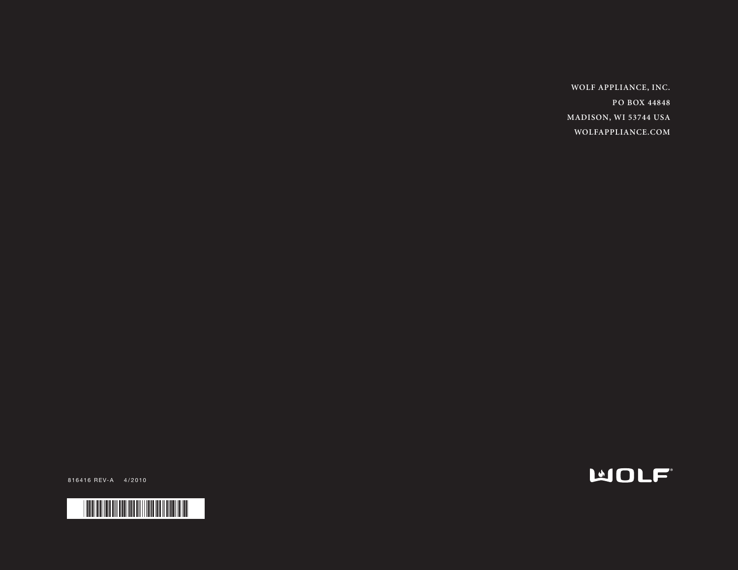WOLF APPLIANCE, INC.

P O BOX 44848

MADISON, WI 53744 USA

WOLFAPPLIANCE.COM

816416 REV-A 4/2010

WOLF®